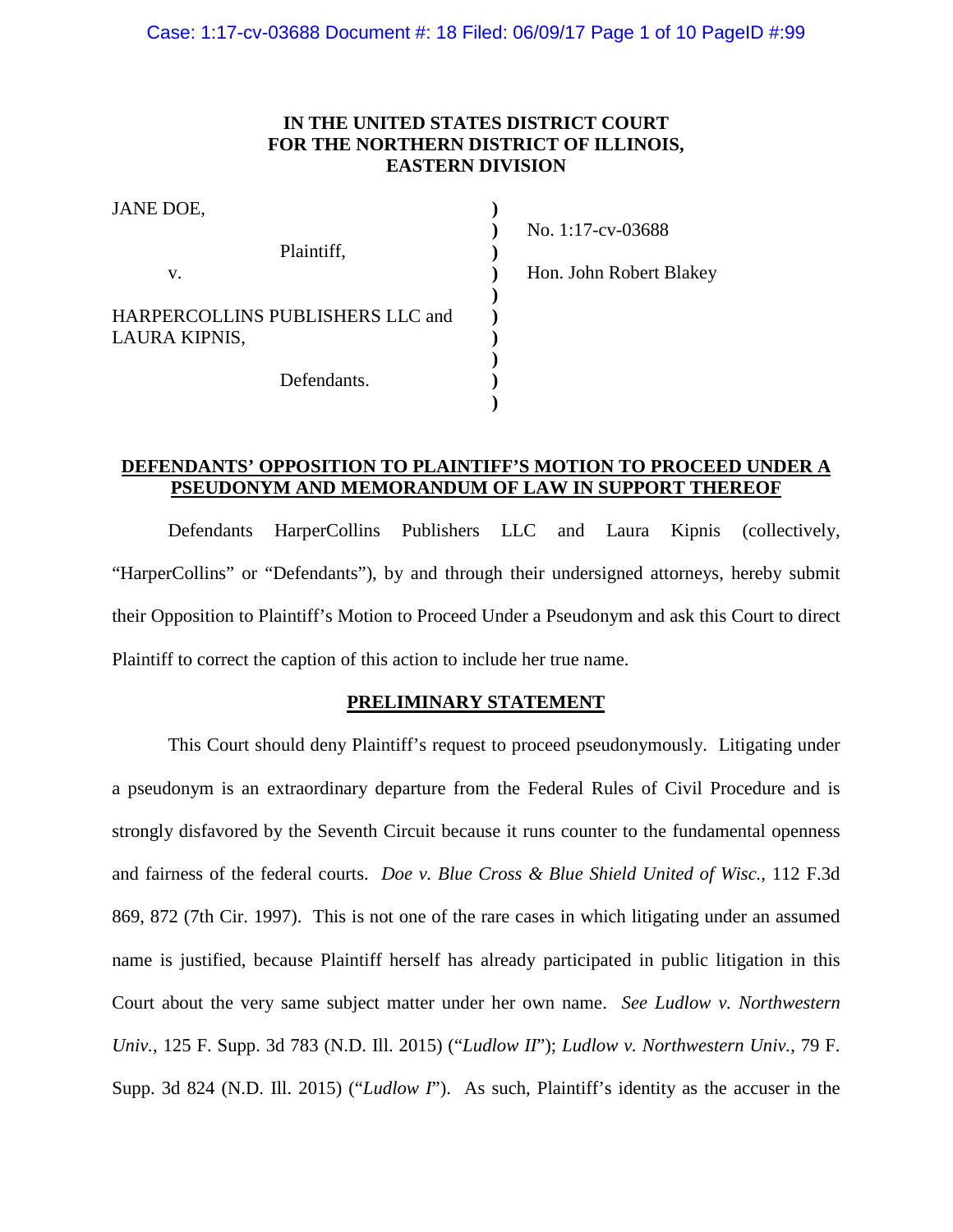**IN THE UNITED STATES DISTRICT COURT**
**FOR THE NORTHERN DISTRICT OF ILLINOIS,**
**EASTERN DIVISION**

| | | |
|---|---|---|
| JANE DOE, | ) | |
| | ) | No. 1:17-cv-03688 |
| Plaintiff, | ) | |
| v. | ) | Hon. John Robert Blakey |
| | ) | |
| HARPERCOLLINS PUBLISHERS LLC and LAURA KIPNIS, | ) | |
| | ) | |
| Defendants. | ) | |
| | ) | |

**DEFENDANTS' OPPOSITION TO PLAINTIFF'S MOTION TO PROCEED UNDER A PSEUDONYM AND MEMORANDUM OF LAW IN SUPPORT THEREOF**

Defendants HarperCollins Publishers LLC and Laura Kipnis (collectively, "HarperCollins" or "Defendants"), by and through their undersigned attorneys, hereby submit their Opposition to Plaintiff's Motion to Proceed Under a Pseudonym and ask this Court to direct Plaintiff to correct the caption of this action to include her true name.

## PRELIMINARY STATEMENT

This Court should deny Plaintiff's request to proceed pseudonymously. Litigating under a pseudonym is an extraordinary departure from the Federal Rules of Civil Procedure and is strongly disfavored by the Seventh Circuit because it runs counter to the fundamental openness and fairness of the federal courts. *Doe v. Blue Cross & Blue Shield United of Wisc.*, 112 F.3d 869, 872 (7th Cir. 1997). This is not one of the rare cases in which litigating under an assumed name is justified, because Plaintiff herself has already participated in public litigation in this Court about the very same subject matter under her own name. *See Ludlow v. Northwestern Univ.*, 125 F. Supp. 3d 783 (N.D. Ill. 2015) ("*Ludlow II*"); *Ludlow v. Northwestern Univ.*, 79 F. Supp. 3d 824 (N.D. Ill. 2015) ("*Ludlow I*"). As such, Plaintiff's identity as the accuser in the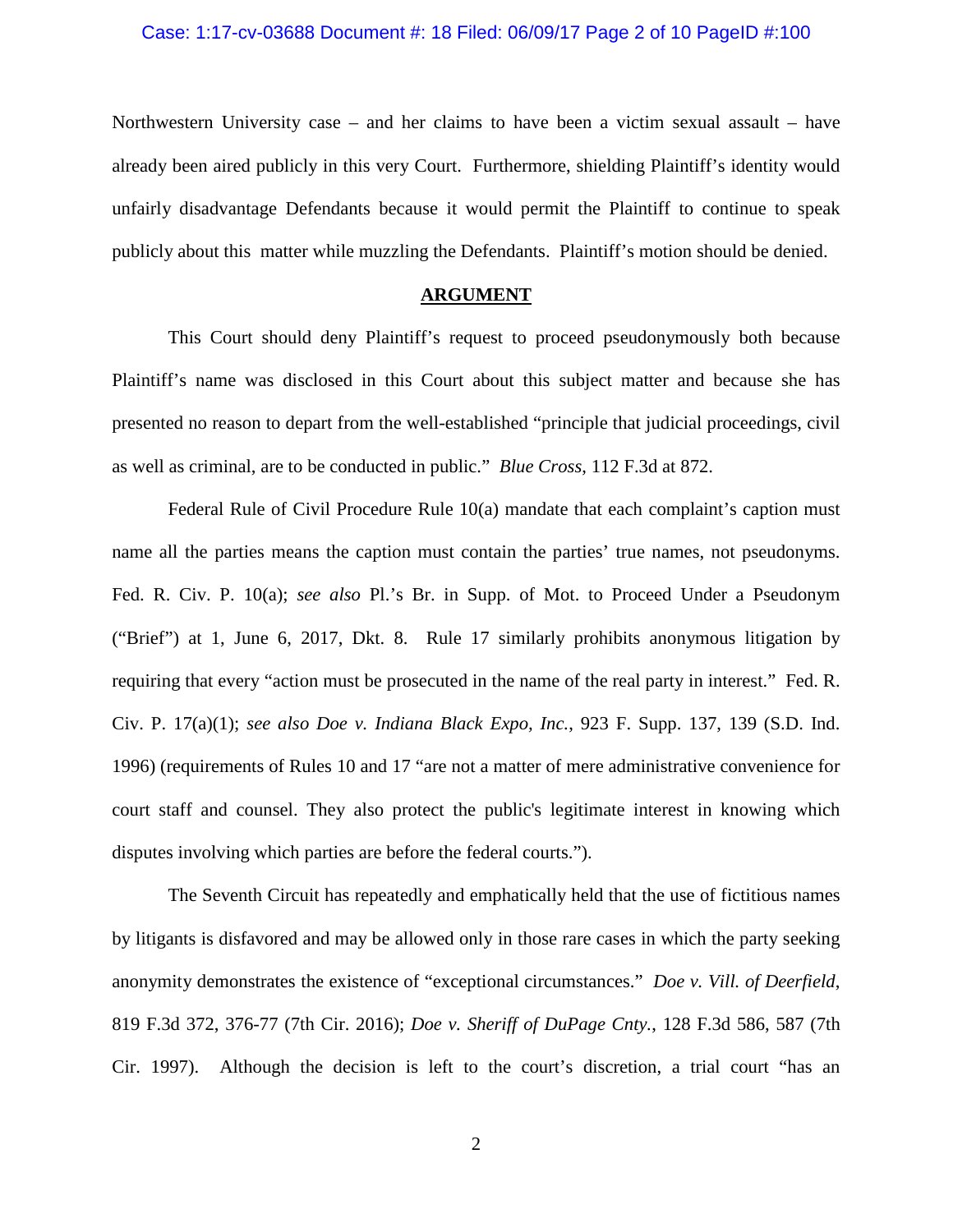Northwestern University case – and her claims to have been a victim sexual assault – have already been aired publicly in this very Court. Furthermore, shielding Plaintiff's identity would unfairly disadvantage Defendants because it would permit the Plaintiff to continue to speak publicly about this matter while muzzling the Defendants. Plaintiff's motion should be denied.

## ARGUMENT

This Court should deny Plaintiff's request to proceed pseudonymously both because Plaintiff's name was disclosed in this Court about this subject matter and because she has presented no reason to depart from the well-established "principle that judicial proceedings, civil as well as criminal, are to be conducted in public." *Blue Cross*, 112 F.3d at 872.

Federal Rule of Civil Procedure Rule 10(a) mandate that each complaint's caption must name all the parties means the caption must contain the parties' true names, not pseudonyms. Fed. R. Civ. P. 10(a); *see also* Pl.'s Br. in Supp. of Mot. to Proceed Under a Pseudonym ("Brief") at 1, June 6, 2017, Dkt. 8. Rule 17 similarly prohibits anonymous litigation by requiring that every "action must be prosecuted in the name of the real party in interest." Fed. R. Civ. P. 17(a)(1); *see also Doe v. Indiana Black Expo, Inc.*, 923 F. Supp. 137, 139 (S.D. Ind. 1996) (requirements of Rules 10 and 17 "are not a matter of mere administrative convenience for court staff and counsel. They also protect the public's legitimate interest in knowing which disputes involving which parties are before the federal courts.").

The Seventh Circuit has repeatedly and emphatically held that the use of fictitious names by litigants is disfavored and may be allowed only in those rare cases in which the party seeking anonymity demonstrates the existence of "exceptional circumstances." *Doe v. Vill. of Deerfield*, 819 F.3d 372, 376-77 (7th Cir. 2016); *Doe v. Sheriff of DuPage Cnty.*, 128 F.3d 586, 587 (7th Cir. 1997). Although the decision is left to the court's discretion, a trial court "has an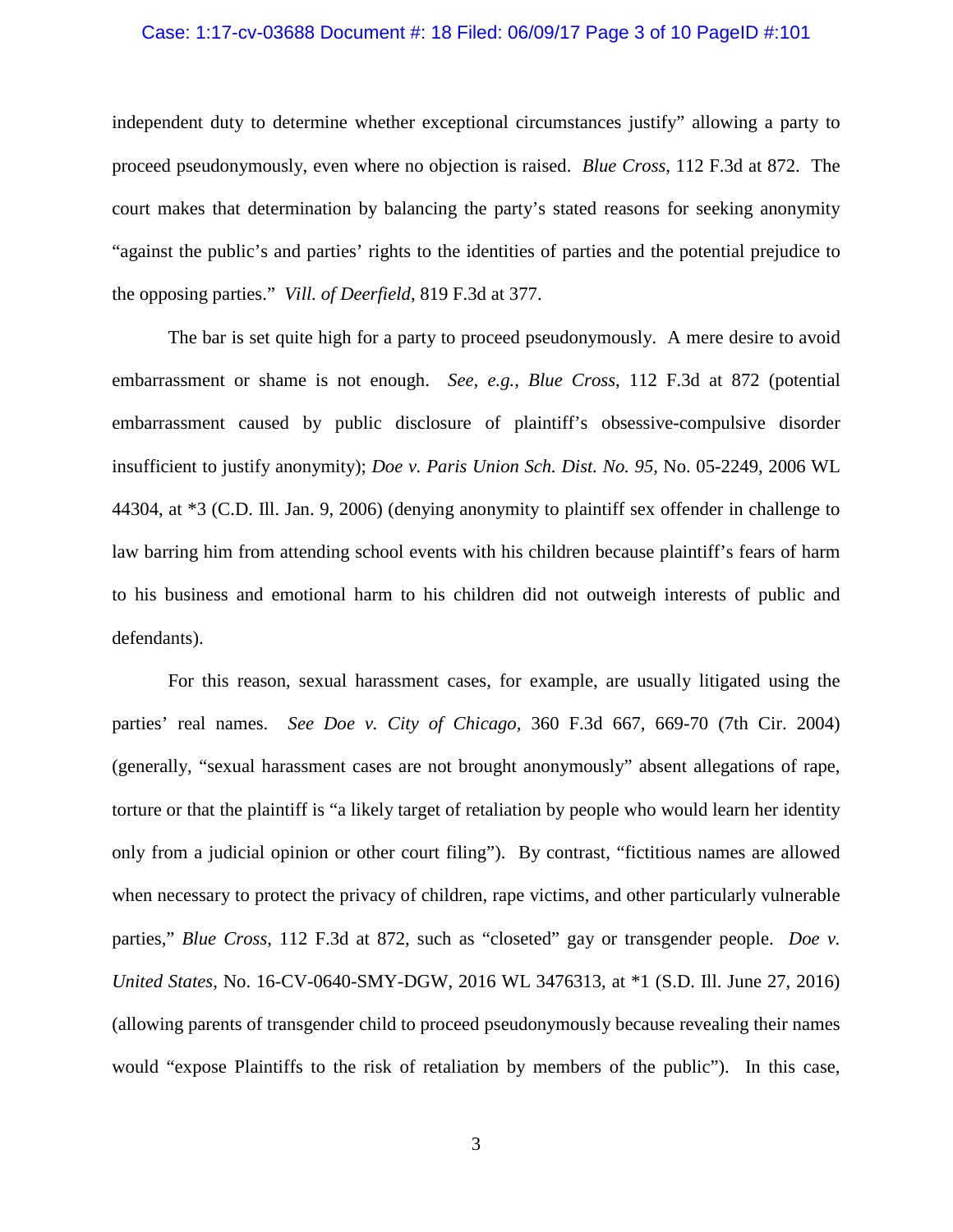independent duty to determine whether exceptional circumstances justify" allowing a party to proceed pseudonymously, even where no objection is raised. *Blue Cross*, 112 F.3d at 872. The court makes that determination by balancing the party's stated reasons for seeking anonymity "against the public's and parties' rights to the identities of parties and the potential prejudice to the opposing parties." *Vill. of Deerfield*, 819 F.3d at 377.

The bar is set quite high for a party to proceed pseudonymously. A mere desire to avoid embarrassment or shame is not enough. *See, e.g.*, *Blue Cross*, 112 F.3d at 872 (potential embarrassment caused by public disclosure of plaintiff's obsessive-compulsive disorder insufficient to justify anonymity); *Doe v. Paris Union Sch. Dist. No. 95*, No. 05-2249, 2006 WL 44304, at *3 (C.D. Ill. Jan. 9, 2006) (denying anonymity to plaintiff sex offender in challenge to law barring him from attending school events with his children because plaintiff's fears of harm to his business and emotional harm to his children did not outweigh interests of public and defendants).

For this reason, sexual harassment cases, for example, are usually litigated using the parties' real names. *See Doe v. City of Chicago*, 360 F.3d 667, 669-70 (7th Cir. 2004) (generally, "sexual harassment cases are not brought anonymously" absent allegations of rape, torture or that the plaintiff is "a likely target of retaliation by people who would learn her identity only from a judicial opinion or other court filing"). By contrast, "fictitious names are allowed when necessary to protect the privacy of children, rape victims, and other particularly vulnerable parties," *Blue Cross*, 112 F.3d at 872, such as "closeted" gay or transgender people. *Doe v. United States*, No. 16-CV-0640-SMY-DGW, 2016 WL 3476313, at *1 (S.D. Ill. June 27, 2016) (allowing parents of transgender child to proceed pseudonymously because revealing their names would "expose Plaintiffs to the risk of retaliation by members of the public"). In this case,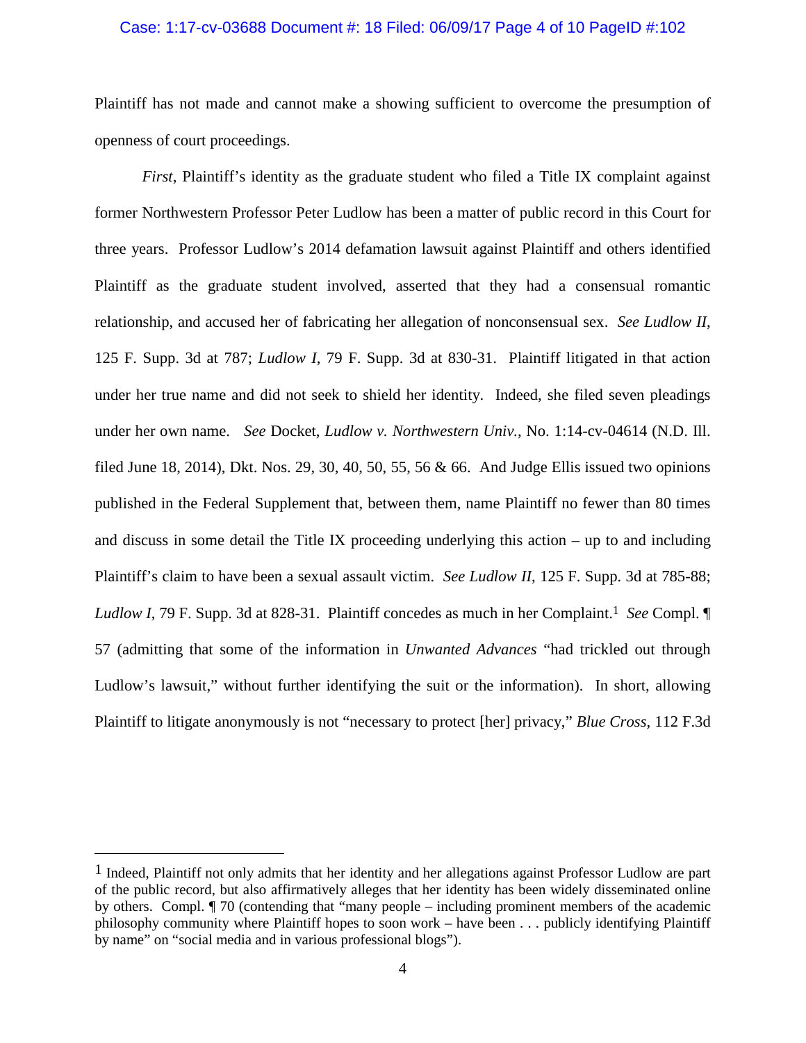Plaintiff has not made and cannot make a showing sufficient to overcome the presumption of openness of court proceedings.

*First*, Plaintiff's identity as the graduate student who filed a Title IX complaint against former Northwestern Professor Peter Ludlow has been a matter of public record in this Court for three years. Professor Ludlow's 2014 defamation lawsuit against Plaintiff and others identified Plaintiff as the graduate student involved, asserted that they had a consensual romantic relationship, and accused her of fabricating her allegation of nonconsensual sex. *See Ludlow II*, 125 F. Supp. 3d at 787; *Ludlow I*, 79 F. Supp. 3d at 830-31. Plaintiff litigated in that action under her true name and did not seek to shield her identity. Indeed, she filed seven pleadings under her own name. *See* Docket, *Ludlow v. Northwestern Univ.*, No. 1:14-cv-04614 (N.D. Ill. filed June 18, 2014), Dkt. Nos. 29, 30, 40, 50, 55, 56 & 66. And Judge Ellis issued two opinions published in the Federal Supplement that, between them, name Plaintiff no fewer than 80 times and discuss in some detail the Title IX proceeding underlying this action – up to and including Plaintiff's claim to have been a sexual assault victim. *See Ludlow II*, 125 F. Supp. 3d at 785-88; *Ludlow I*, 79 F. Supp. 3d at 828-31. Plaintiff concedes as much in her Complaint.[1] *See* Compl. ¶ 57 (admitting that some of the information in *Unwanted Advances* "had trickled out through Ludlow's lawsuit," without further identifying the suit or the information). In short, allowing Plaintiff to litigate anonymously is not "necessary to protect [her] privacy," *Blue Cross*, 112 F.3d

[1] Indeed, Plaintiff not only admits that her identity and her allegations against Professor Ludlow are part of the public record, but also affirmatively alleges that her identity has been widely disseminated online by others. Compl. ¶ 70 (contending that "many people – including prominent members of the academic philosophy community where Plaintiff hopes to soon work – have been . . . publicly identifying Plaintiff by name" on "social media and in various professional blogs").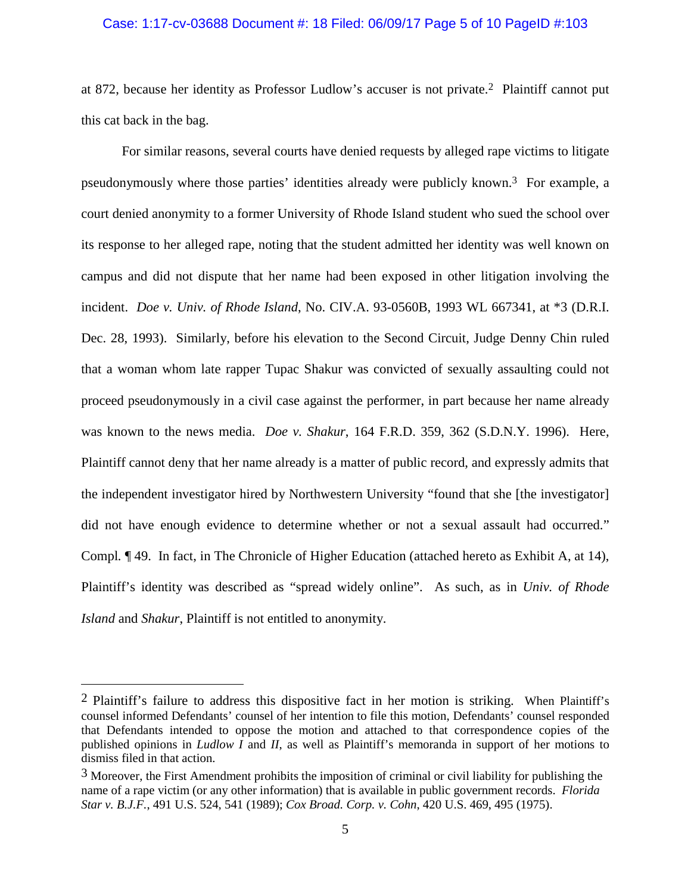at 872, because her identity as Professor Ludlow's accuser is not private.[2] Plaintiff cannot put this cat back in the bag.

For similar reasons, several courts have denied requests by alleged rape victims to litigate pseudonymously where those parties' identities already were publicly known.[3] For example, a court denied anonymity to a former University of Rhode Island student who sued the school over its response to her alleged rape, noting that the student admitted her identity was well known on campus and did not dispute that her name had been exposed in other litigation involving the incident. *Doe v. Univ. of Rhode Island*, No. CIV.A. 93-0560B, 1993 WL 667341, at *3 (D.R.I. Dec. 28, 1993). Similarly, before his elevation to the Second Circuit, Judge Denny Chin ruled that a woman whom late rapper Tupac Shakur was convicted of sexually assaulting could not proceed pseudonymously in a civil case against the performer, in part because her name already was known to the news media. *Doe v. Shakur*, 164 F.R.D. 359, 362 (S.D.N.Y. 1996). Here, Plaintiff cannot deny that her name already is a matter of public record, and expressly admits that the independent investigator hired by Northwestern University "found that she [the investigator] did not have enough evidence to determine whether or not a sexual assault had occurred." Compl. ¶ 49. In fact, in The Chronicle of Higher Education (attached hereto as Exhibit A, at 14), Plaintiff's identity was described as "spread widely online". As such, as in *Univ. of Rhode Island* and *Shakur*, Plaintiff is not entitled to anonymity.

---

[2] Plaintiff's failure to address this dispositive fact in her motion is striking. When Plaintiff's counsel informed Defendants' counsel of her intention to file this motion, Defendants' counsel responded that Defendants intended to oppose the motion and attached to that correspondence copies of the published opinions in *Ludlow I* and *II*, as well as Plaintiff's memoranda in support of her motions to dismiss filed in that action.

[3] Moreover, the First Amendment prohibits the imposition of criminal or civil liability for publishing the name of a rape victim (or any other information) that is available in public government records. *Florida Star v. B.J.F.*, 491 U.S. 524, 541 (1989); *Cox Broad. Corp. v. Cohn*, 420 U.S. 469, 495 (1975).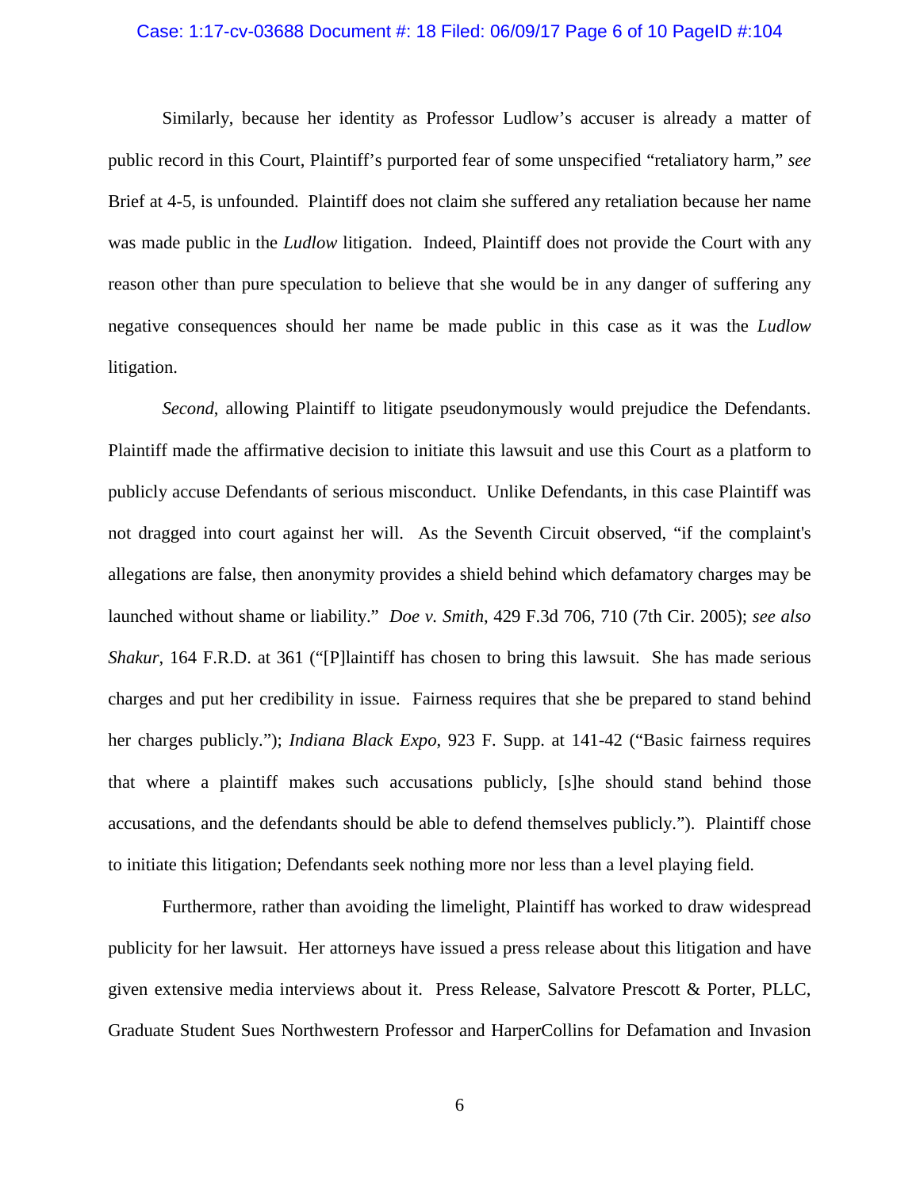Similarly, because her identity as Professor Ludlow's accuser is already a matter of public record in this Court, Plaintiff's purported fear of some unspecified "retaliatory harm," *see* Brief at 4-5, is unfounded. Plaintiff does not claim she suffered any retaliation because her name was made public in the *Ludlow* litigation. Indeed, Plaintiff does not provide the Court with any reason other than pure speculation to believe that she would be in any danger of suffering any negative consequences should her name be made public in this case as it was the *Ludlow* litigation.

*Second*, allowing Plaintiff to litigate pseudonymously would prejudice the Defendants. Plaintiff made the affirmative decision to initiate this lawsuit and use this Court as a platform to publicly accuse Defendants of serious misconduct. Unlike Defendants, in this case Plaintiff was not dragged into court against her will. As the Seventh Circuit observed, "if the complaint's allegations are false, then anonymity provides a shield behind which defamatory charges may be launched without shame or liability." *Doe v. Smith*, 429 F.3d 706, 710 (7th Cir. 2005); *see also Shakur*, 164 F.R.D. at 361 ("[P]laintiff has chosen to bring this lawsuit. She has made serious charges and put her credibility in issue. Fairness requires that she be prepared to stand behind her charges publicly."); *Indiana Black Expo*, 923 F. Supp. at 141-42 ("Basic fairness requires that where a plaintiff makes such accusations publicly, [s]he should stand behind those accusations, and the defendants should be able to defend themselves publicly."). Plaintiff chose to initiate this litigation; Defendants seek nothing more nor less than a level playing field.

Furthermore, rather than avoiding the limelight, Plaintiff has worked to draw widespread publicity for her lawsuit. Her attorneys have issued a press release about this litigation and have given extensive media interviews about it. Press Release, Salvatore Prescott & Porter, PLLC, Graduate Student Sues Northwestern Professor and HarperCollins for Defamation and Invasion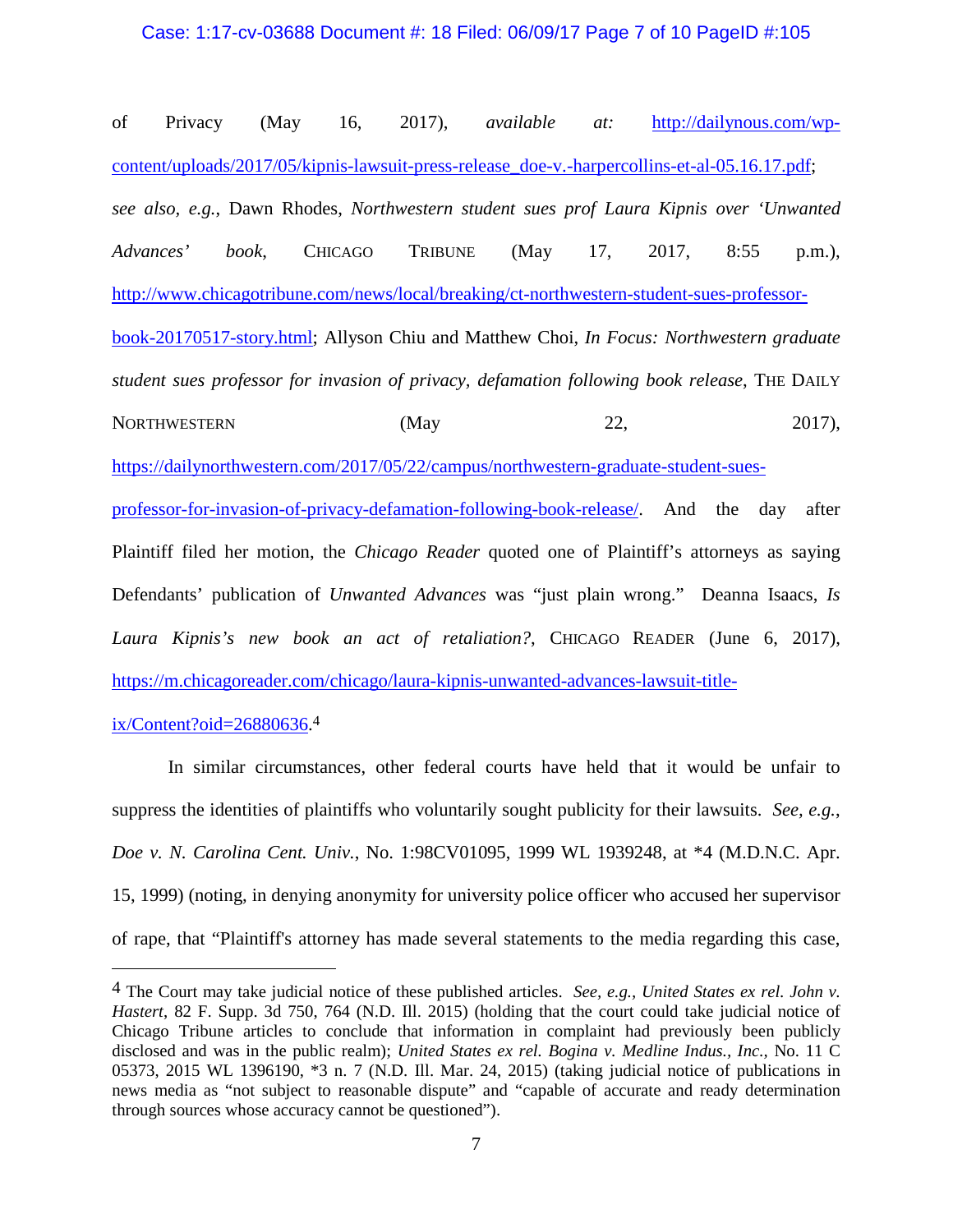of Privacy (May 16, 2017), *available at:* http://dailynous.com/wp-content/uploads/2017/05/kipnis-lawsuit-press-release_doe-v.-harpercollins-et-al-05.16.17.pdf; *see also, e.g.*, Dawn Rhodes, *Northwestern student sues prof Laura Kipnis over 'Unwanted Advances' book*, CHICAGO TRIBUNE (May 17, 2017, 8:55 p.m.), http://www.chicagotribune.com/news/local/breaking/ct-northwestern-student-sues-professor-book-20170517-story.html; Allyson Chiu and Matthew Choi, *In Focus: Northwestern graduate student sues professor for invasion of privacy, defamation following book release*, THE DAILY NORTHWESTERN (May 22, 2017), https://dailynorthwestern.com/2017/05/22/campus/northwestern-graduate-student-sues-professor-for-invasion-of-privacy-defamation-following-book-release/. And the day after Plaintiff filed her motion, the *Chicago Reader* quoted one of Plaintiff's attorneys as saying Defendants' publication of *Unwanted Advances* was "just plain wrong." Deanna Isaacs, *Is Laura Kipnis's new book an act of retaliation?*, CHICAGO READER (June 6, 2017), https://m.chicagoreader.com/chicago/laura-kipnis-unwanted-advances-lawsuit-title-ix/Content?oid=26880636.[4]

In similar circumstances, other federal courts have held that it would be unfair to suppress the identities of plaintiffs who voluntarily sought publicity for their lawsuits. *See, e.g.*, *Doe v. N. Carolina Cent. Univ.*, No. 1:98CV01095, 1999 WL 1939248, at *4 (M.D.N.C. Apr. 15, 1999) (noting, in denying anonymity for university police officer who accused her supervisor of rape, that "Plaintiff's attorney has made several statements to the media regarding this case,

---

[4] The Court may take judicial notice of these published articles. *See, e.g.*, *United States ex rel. John v. Hastert*, 82 F. Supp. 3d 750, 764 (N.D. Ill. 2015) (holding that the court could take judicial notice of Chicago Tribune articles to conclude that information in complaint had previously been publicly disclosed and was in the public realm); *United States ex rel. Bogina v. Medline Indus., Inc.*, No. 11 C 05373, 2015 WL 1396190, *3 n. 7 (N.D. Ill. Mar. 24, 2015) (taking judicial notice of publications in news media as "not subject to reasonable dispute" and "capable of accurate and ready determination through sources whose accuracy cannot be questioned").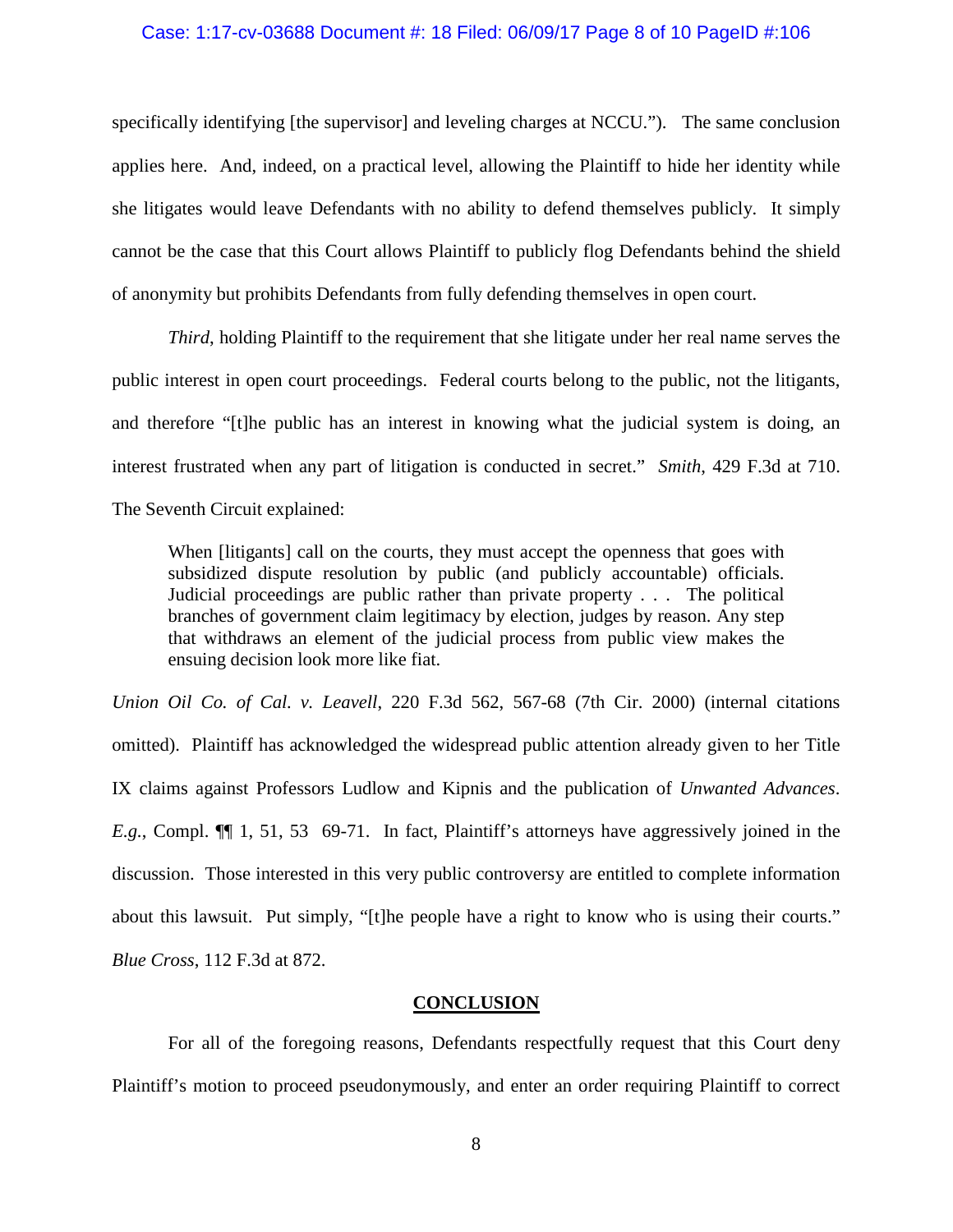specifically identifying [the supervisor] and leveling charges at NCCU."). The same conclusion applies here. And, indeed, on a practical level, allowing the Plaintiff to hide her identity while she litigates would leave Defendants with no ability to defend themselves publicly. It simply cannot be the case that this Court allows Plaintiff to publicly flog Defendants behind the shield of anonymity but prohibits Defendants from fully defending themselves in open court.

*Third*, holding Plaintiff to the requirement that she litigate under her real name serves the public interest in open court proceedings. Federal courts belong to the public, not the litigants, and therefore "[t]he public has an interest in knowing what the judicial system is doing, an interest frustrated when any part of litigation is conducted in secret." *Smith*, 429 F.3d at 710. The Seventh Circuit explained:

> When [litigants] call on the courts, they must accept the openness that goes with subsidized dispute resolution by public (and publicly accountable) officials. Judicial proceedings are public rather than private property . . . The political branches of government claim legitimacy by election, judges by reason. Any step that withdraws an element of the judicial process from public view makes the ensuing decision look more like fiat.

*Union Oil Co. of Cal. v. Leavell*, 220 F.3d 562, 567-68 (7th Cir. 2000) (internal citations omitted). Plaintiff has acknowledged the widespread public attention already given to her Title IX claims against Professors Ludlow and Kipnis and the publication of *Unwanted Advances*. *E.g.*, Compl. ¶¶ 1, 51, 53 69-71. In fact, Plaintiff's attorneys have aggressively joined in the discussion. Those interested in this very public controversy are entitled to complete information about this lawsuit. Put simply, "[t]he people have a right to know who is using their courts." *Blue Cross*, 112 F.3d at 872.

## CONCLUSION

For all of the foregoing reasons, Defendants respectfully request that this Court deny Plaintiff's motion to proceed pseudonymously, and enter an order requiring Plaintiff to correct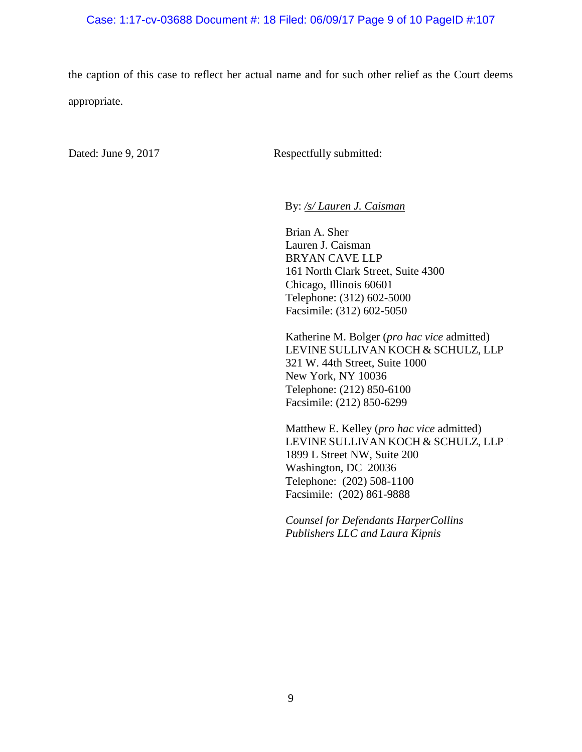the caption of this case to reflect her actual name and for such other relief as the Court deems appropriate.

Dated: June 9, 2017

Respectfully submitted:

By: */s/ Lauren J. Caisman*

Brian A. Sher
Lauren J. Caisman
BRYAN CAVE LLP
161 North Clark Street, Suite 4300
Chicago, Illinois 60601
Telephone: (312) 602-5000
Facsimile: (312) 602-5050

Katherine M. Bolger (*pro hac vice* admitted)
LEVINE SULLIVAN KOCH & SCHULZ, LLP
321 W. 44th Street, Suite 1000
New York, NY 10036
Telephone: (212) 850-6100
Facsimile: (212) 850-6299

Matthew E. Kelley (*pro hac vice* admitted)
LEVINE SULLIVAN KOCH & SCHULZ, LLP
1899 L Street NW, Suite 200
Washington, DC 20036
Telephone: (202) 508-1100
Facsimile: (202) 861-9888

*Counsel for Defendants HarperCollins Publishers LLC and Laura Kipnis*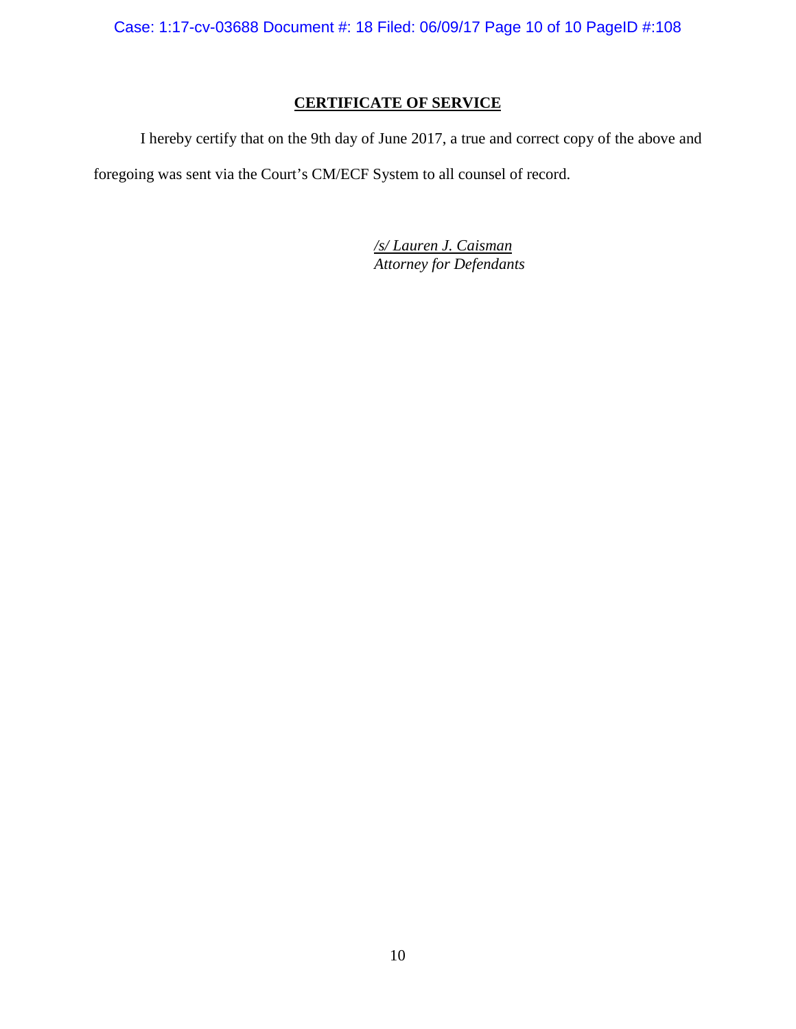## CERTIFICATE OF SERVICE

I hereby certify that on the 9th day of June 2017, a true and correct copy of the above and foregoing was sent via the Court's CM/ECF System to all counsel of record.

*/s/ Lauren J. Caisman*
*Attorney for Defendants*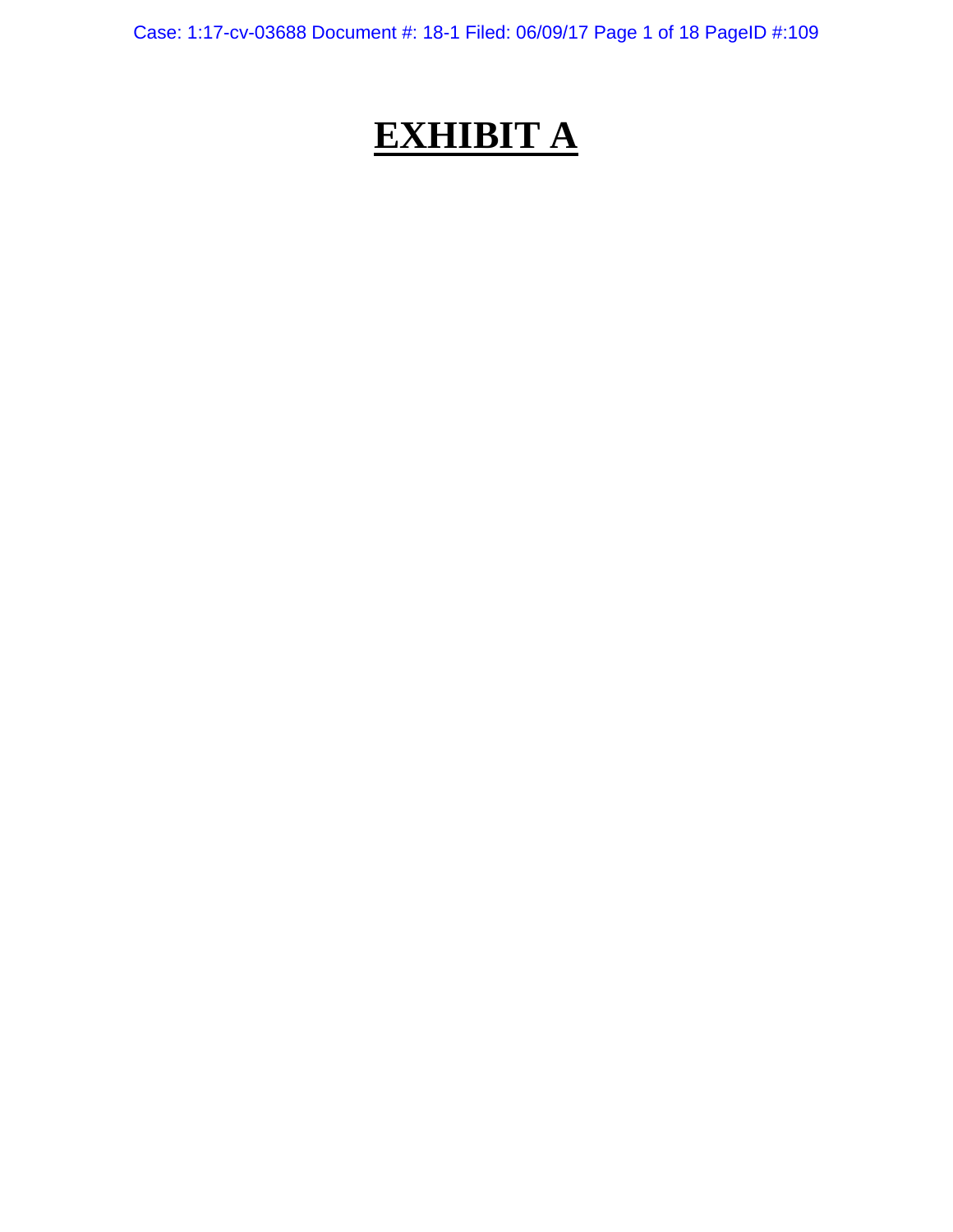# EXHIBIT A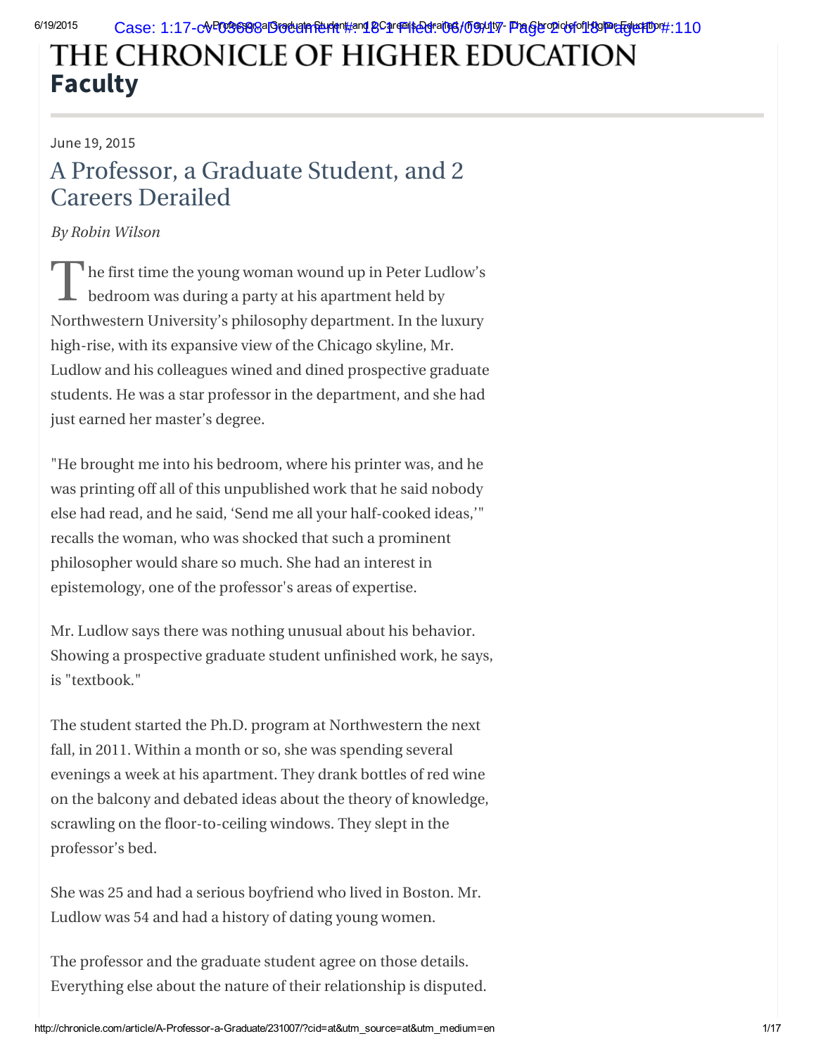# THE CHRONICLE OF HIGHER EDUCATION

## Faculty

June 19, 2015

# A Professor, a Graduate Student, and 2 Careers Derailed

*By Robin Wilson*

The first time the young woman wound up in Peter Ludlow's bedroom was during a party at his apartment held by Northwestern University's philosophy department. In the luxury high-rise, with its expansive view of the Chicago skyline, Mr. Ludlow and his colleagues wined and dined prospective graduate students. He was a star professor in the department, and she had just earned her master's degree.

"He brought me into his bedroom, where his printer was, and he was printing off all of this unpublished work that he said nobody else had read, and he said, 'Send me all your half-cooked ideas,'" recalls the woman, who was shocked that such a prominent philosopher would share so much. She had an interest in epistemology, one of the professor's areas of expertise.

Mr. Ludlow says there was nothing unusual about his behavior. Showing a prospective graduate student unfinished work, he says, is "textbook."

The student started the Ph.D. program at Northwestern the next fall, in 2011. Within a month or so, she was spending several evenings a week at his apartment. They drank bottles of red wine on the balcony and debated ideas about the theory of knowledge, scrawling on the floor-to-ceiling windows. They slept in the professor's bed.

She was 25 and had a serious boyfriend who lived in Boston. Mr. Ludlow was 54 and had a history of dating young women.

The professor and the graduate student agree on those details. Everything else about the nature of their relationship is disputed.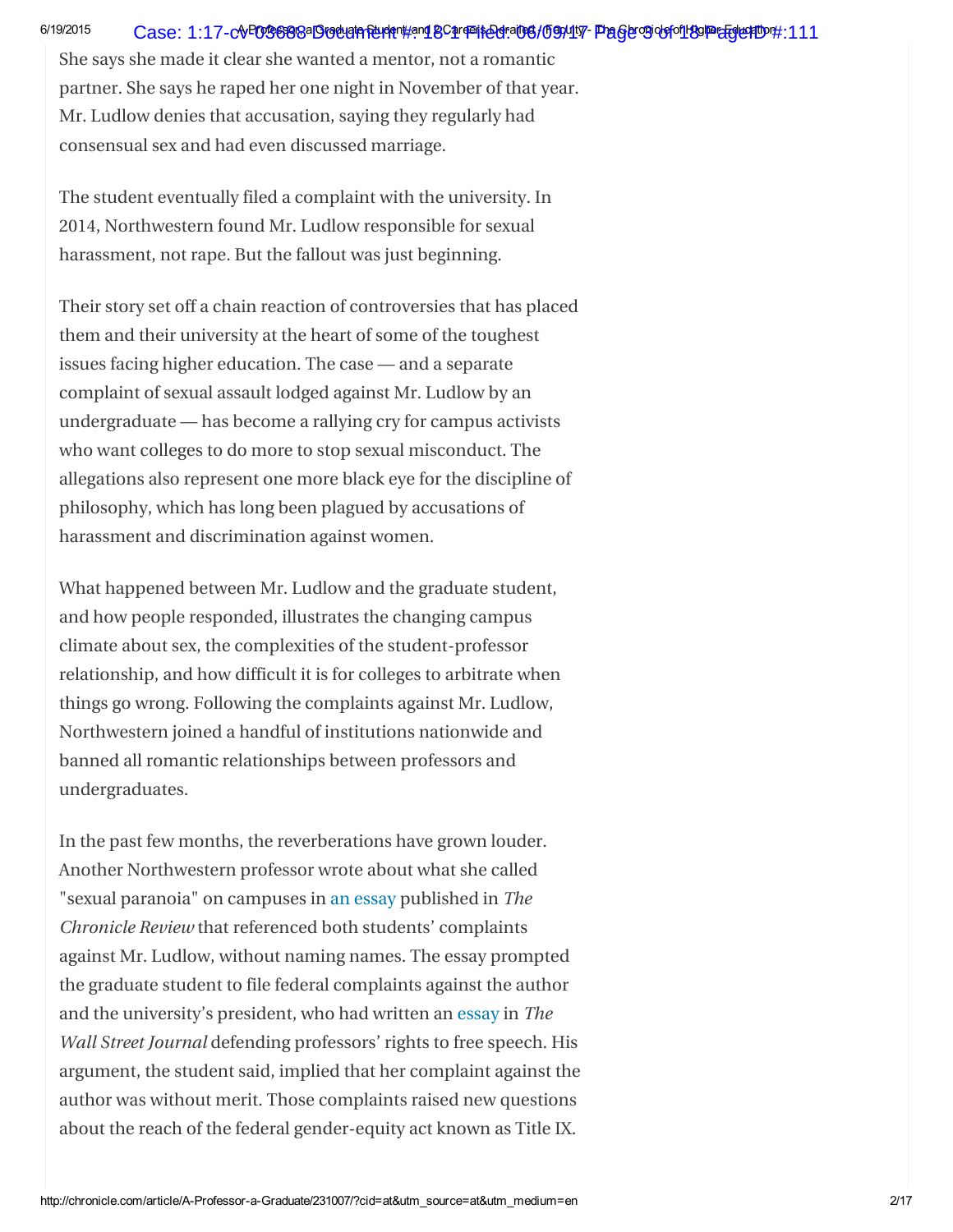She says she made it clear she wanted a mentor, not a romantic partner. She says he raped her one night in November of that year. Mr. Ludlow denies that accusation, saying they regularly had consensual sex and had even discussed marriage.

The student eventually filed a complaint with the university. In 2014, Northwestern found Mr. Ludlow responsible for sexual harassment, not rape. But the fallout was just beginning.

Their story set off a chain reaction of controversies that has placed them and their university at the heart of some of the toughest issues facing higher education. The case — and a separate complaint of sexual assault lodged against Mr. Ludlow by an undergraduate — has become a rallying cry for campus activists who want colleges to do more to stop sexual misconduct. The allegations also represent one more black eye for the discipline of philosophy, which has long been plagued by accusations of harassment and discrimination against women.

What happened between Mr. Ludlow and the graduate student, and how people responded, illustrates the changing campus climate about sex, the complexities of the student-professor relationship, and how difficult it is for colleges to arbitrate when things go wrong. Following the complaints against Mr. Ludlow, Northwestern joined a handful of institutions nationwide and banned all romantic relationships between professors and undergraduates.

In the past few months, the reverberations have grown louder. Another Northwestern professor wrote about what she called "sexual paranoia" on campuses in an essay published in *The Chronicle Review* that referenced both students' complaints against Mr. Ludlow, without naming names. The essay prompted the graduate student to file federal complaints against the author and the university's president, who had written an essay in *The Wall Street Journal* defending professors' rights to free speech. His argument, the student said, implied that her complaint against the author was without merit. Those complaints raised new questions about the reach of the federal gender-equity act known as Title IX.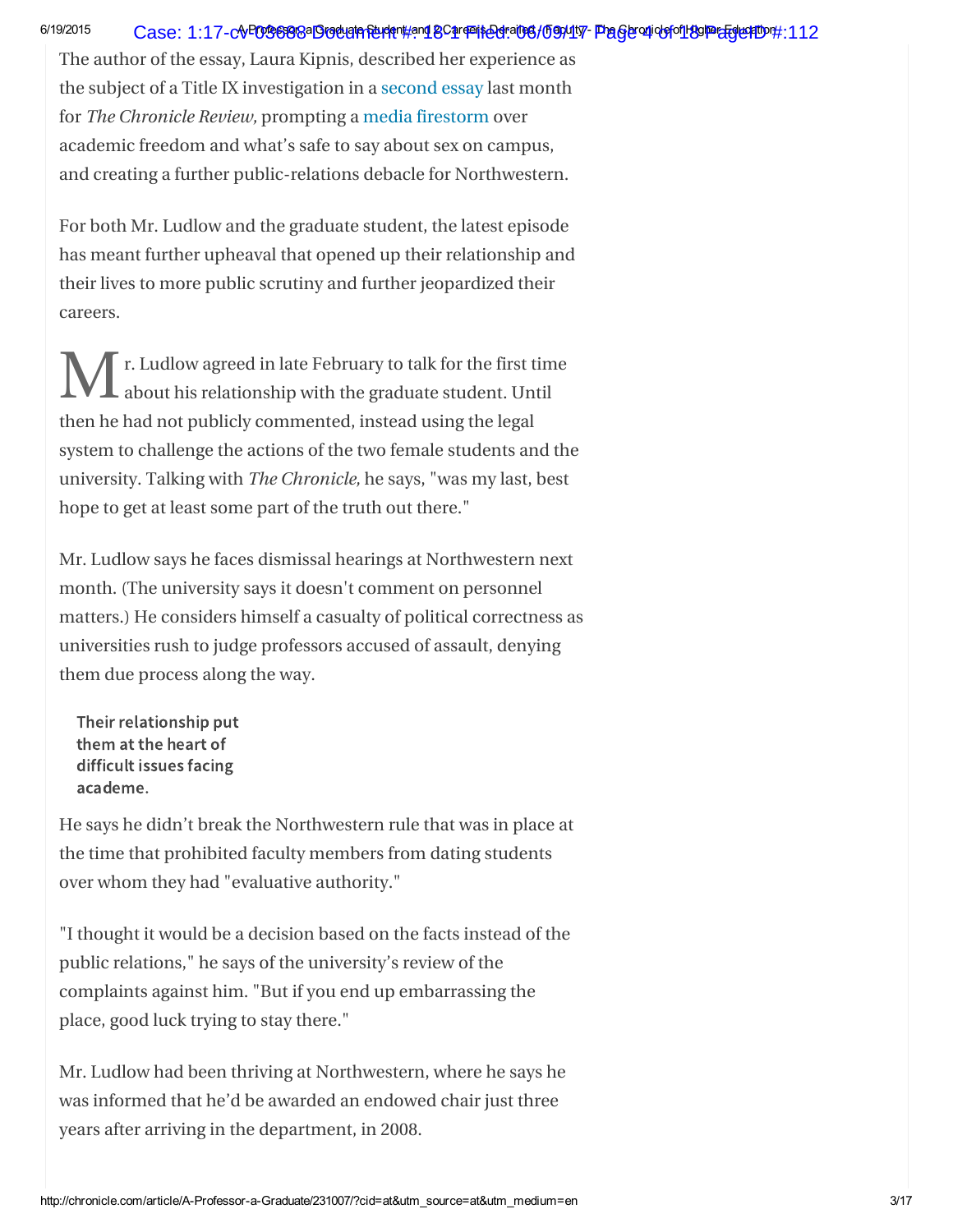The author of the essay, Laura Kipnis, described her experience as the subject of a Title IX investigation in a second essay last month for *The Chronicle Review,* prompting a media firestorm over academic freedom and what's safe to say about sex on campus, and creating a further public-relations debacle for Northwestern.

For both Mr. Ludlow and the graduate student, the latest episode has meant further upheaval that opened up their relationship and their lives to more public scrutiny and further jeopardized their careers.

Mr. Ludlow agreed in late February to talk for the first time about his relationship with the graduate student. Until then he had not publicly commented, instead using the legal system to challenge the actions of the two female students and the university. Talking with *The Chronicle,* he says, "was my last, best hope to get at least some part of the truth out there."

Mr. Ludlow says he faces dismissal hearings at Northwestern next month. (The university says it doesn't comment on personnel matters.) He considers himself a casualty of political correctness as universities rush to judge professors accused of assault, denying them due process along the way.

**Their relationship put them at the heart of difficult issues facing academe.**

He says he didn't break the Northwestern rule that was in place at the time that prohibited faculty members from dating students over whom they had "evaluative authority."

"I thought it would be a decision based on the facts instead of the public relations," he says of the university's review of the complaints against him. "But if you end up embarrassing the place, good luck trying to stay there."

Mr. Ludlow had been thriving at Northwestern, where he says he was informed that he'd be awarded an endowed chair just three years after arriving in the department, in 2008.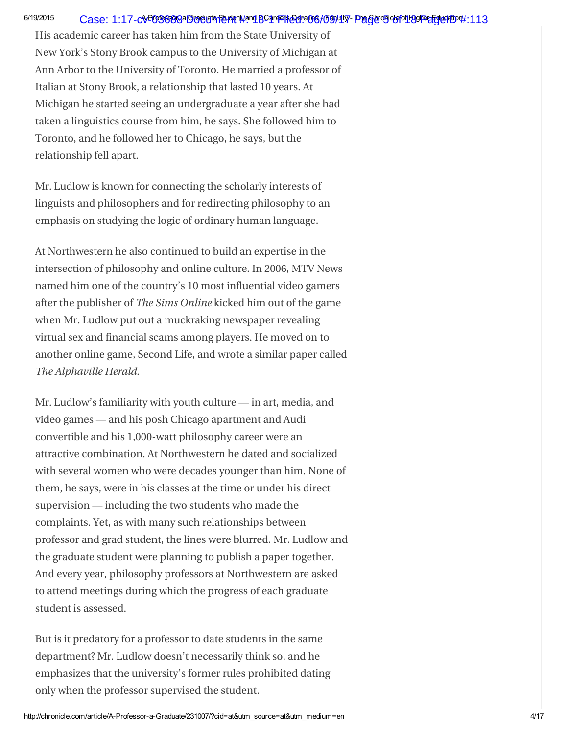His academic career has taken him from the State University of New York's Stony Brook campus to the University of Michigan at Ann Arbor to the University of Toronto. He married a professor of Italian at Stony Brook, a relationship that lasted 10 years. At Michigan he started seeing an undergraduate a year after she had taken a linguistics course from him, he says. She followed him to Toronto, and he followed her to Chicago, he says, but the relationship fell apart.

Mr. Ludlow is known for connecting the scholarly interests of linguists and philosophers and for redirecting philosophy to an emphasis on studying the logic of ordinary human language.

At Northwestern he also continued to build an expertise in the intersection of philosophy and online culture. In 2006, MTV News named him one of the country's 10 most influential video gamers after the publisher of *The Sims Online* kicked him out of the game when Mr. Ludlow put out a muckraking newspaper revealing virtual sex and financial scams among players. He moved on to another online game, Second Life, and wrote a similar paper called *The Alphaville Herald*.

Mr. Ludlow's familiarity with youth culture — in art, media, and video games — and his posh Chicago apartment and Audi convertible and his 1,000-watt philosophy career were an attractive combination. At Northwestern he dated and socialized with several women who were decades younger than him. None of them, he says, were in his classes at the time or under his direct supervision — including the two students who made the complaints. Yet, as with many such relationships between professor and grad student, the lines were blurred. Mr. Ludlow and the graduate student were planning to publish a paper together. And every year, philosophy professors at Northwestern are asked to attend meetings during which the progress of each graduate student is assessed.

But is it predatory for a professor to date students in the same department? Mr. Ludlow doesn't necessarily think so, and he emphasizes that the university's former rules prohibited dating only when the professor supervised the student.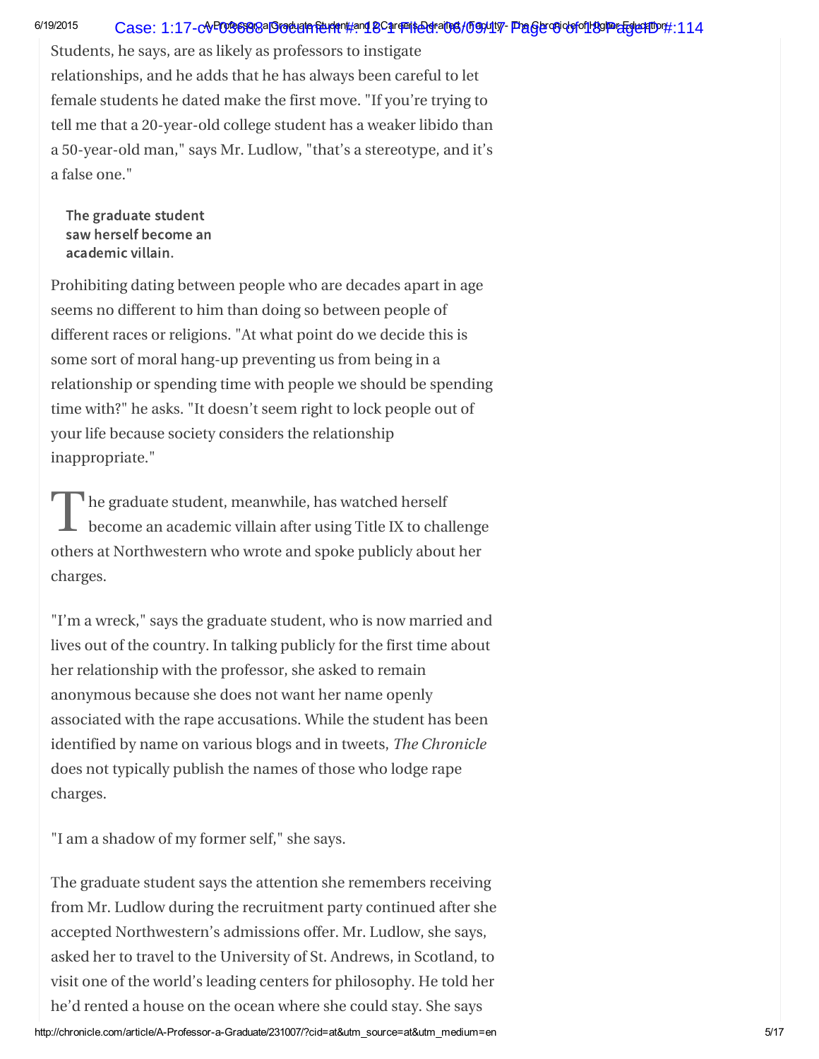Students, he says, are as likely as professors to instigate relationships, and he adds that he has always been careful to let female students he dated make the first move. "If you're trying to tell me that a 20-year-old college student has a weaker libido than a 50-year-old man," says Mr. Ludlow, "that's a stereotype, and it's a false one."

**The graduate student saw herself become an academic villain.**

Prohibiting dating between people who are decades apart in age seems no different to him than doing so between people of different races or religions. "At what point do we decide this is some sort of moral hang-up preventing us from being in a relationship or spending time with people we should be spending time with?" he asks. "It doesn't seem right to lock people out of your life because society considers the relationship inappropriate."

The graduate student, meanwhile, has watched herself become an academic villain after using Title IX to challenge others at Northwestern who wrote and spoke publicly about her charges.

"I'm a wreck," says the graduate student, who is now married and lives out of the country. In talking publicly for the first time about her relationship with the professor, she asked to remain anonymous because she does not want her name openly associated with the rape accusations. While the student has been identified by name on various blogs and in tweets, *The Chronicle* does not typically publish the names of those who lodge rape charges.

"I am a shadow of my former self," she says.

The graduate student says the attention she remembers receiving from Mr. Ludlow during the recruitment party continued after she accepted Northwestern's admissions offer. Mr. Ludlow, she says, asked her to travel to the University of St. Andrews, in Scotland, to visit one of the world's leading centers for philosophy. He told her he'd rented a house on the ocean where she could stay. She says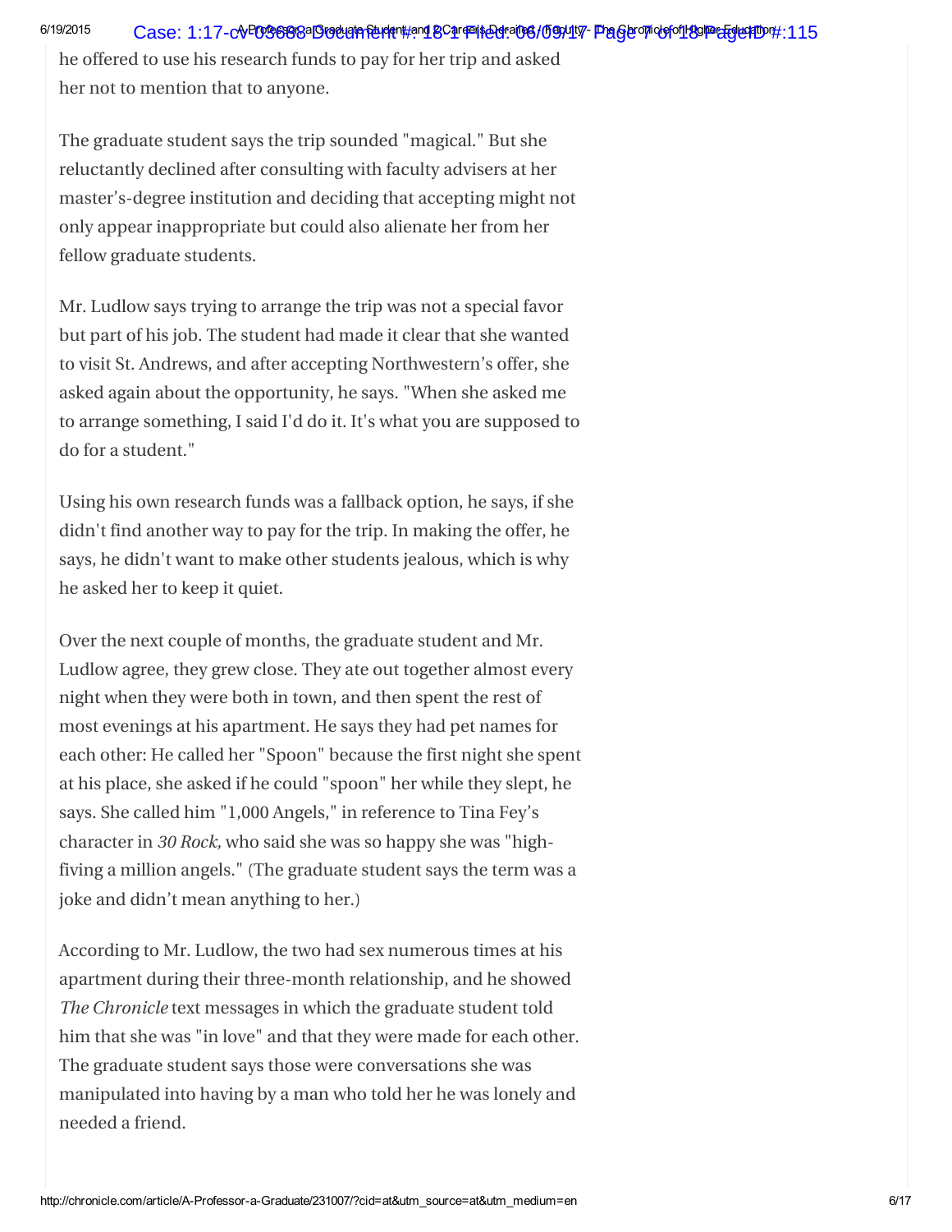he offered to use his research funds to pay for her trip and asked her not to mention that to anyone.

The graduate student says the trip sounded "magical." But she reluctantly declined after consulting with faculty advisers at her master's-degree institution and deciding that accepting might not only appear inappropriate but could also alienate her from her fellow graduate students.

Mr. Ludlow says trying to arrange the trip was not a special favor but part of his job. The student had made it clear that she wanted to visit St. Andrews, and after accepting Northwestern's offer, she asked again about the opportunity, he says. "When she asked me to arrange something, I said I'd do it. It's what you are supposed to do for a student."

Using his own research funds was a fallback option, he says, if she didn't find another way to pay for the trip. In making the offer, he says, he didn't want to make other students jealous, which is why he asked her to keep it quiet.

Over the next couple of months, the graduate student and Mr. Ludlow agree, they grew close. They ate out together almost every night when they were both in town, and then spent the rest of most evenings at his apartment. He says they had pet names for each other: He called her "Spoon" because the first night she spent at his place, she asked if he could "spoon" her while they slept, he says. She called him "1,000 Angels," in reference to Tina Fey's character in *30 Rock,* who said she was so happy she was "high-fiving a million angels." (The graduate student says the term was a joke and didn't mean anything to her.)

According to Mr. Ludlow, the two had sex numerous times at his apartment during their three-month relationship, and he showed *The Chronicle* text messages in which the graduate student told him that she was "in love" and that they were made for each other. The graduate student says those were conversations she was manipulated into having by a man who told her he was lonely and needed a friend.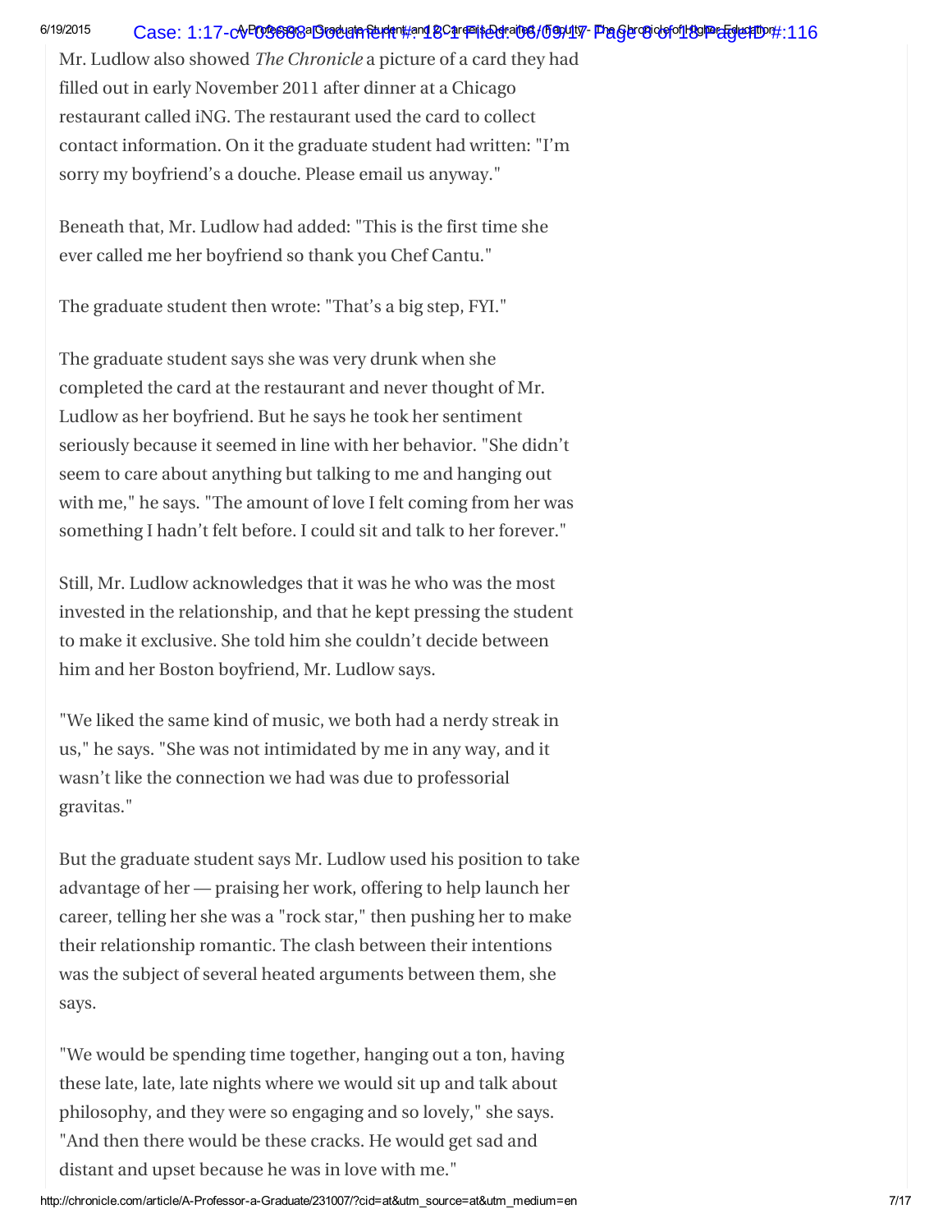Mr. Ludlow also showed *The Chronicle* a picture of a card they had filled out in early November 2011 after dinner at a Chicago restaurant called iNG. The restaurant used the card to collect contact information. On it the graduate student had written: "I'm sorry my boyfriend's a douche. Please email us anyway."

Beneath that, Mr. Ludlow had added: "This is the first time she ever called me her boyfriend so thank you Chef Cantu."

The graduate student then wrote: "That's a big step, FYI."

The graduate student says she was very drunk when she completed the card at the restaurant and never thought of Mr. Ludlow as her boyfriend. But he says he took her sentiment seriously because it seemed in line with her behavior. "She didn't seem to care about anything but talking to me and hanging out with me," he says. "The amount of love I felt coming from her was something I hadn't felt before. I could sit and talk to her forever."

Still, Mr. Ludlow acknowledges that it was he who was the most invested in the relationship, and that he kept pressing the student to make it exclusive. She told him she couldn't decide between him and her Boston boyfriend, Mr. Ludlow says.

"We liked the same kind of music, we both had a nerdy streak in us," he says. "She was not intimidated by me in any way, and it wasn't like the connection we had was due to professorial gravitas."

But the graduate student says Mr. Ludlow used his position to take advantage of her — praising her work, offering to help launch her career, telling her she was a "rock star," then pushing her to make their relationship romantic. The clash between their intentions was the subject of several heated arguments between them, she says.

"We would be spending time together, hanging out a ton, having these late, late, late nights where we would sit up and talk about philosophy, and they were so engaging and so lovely," she says. "And then there would be these cracks. He would get sad and distant and upset because he was in love with me."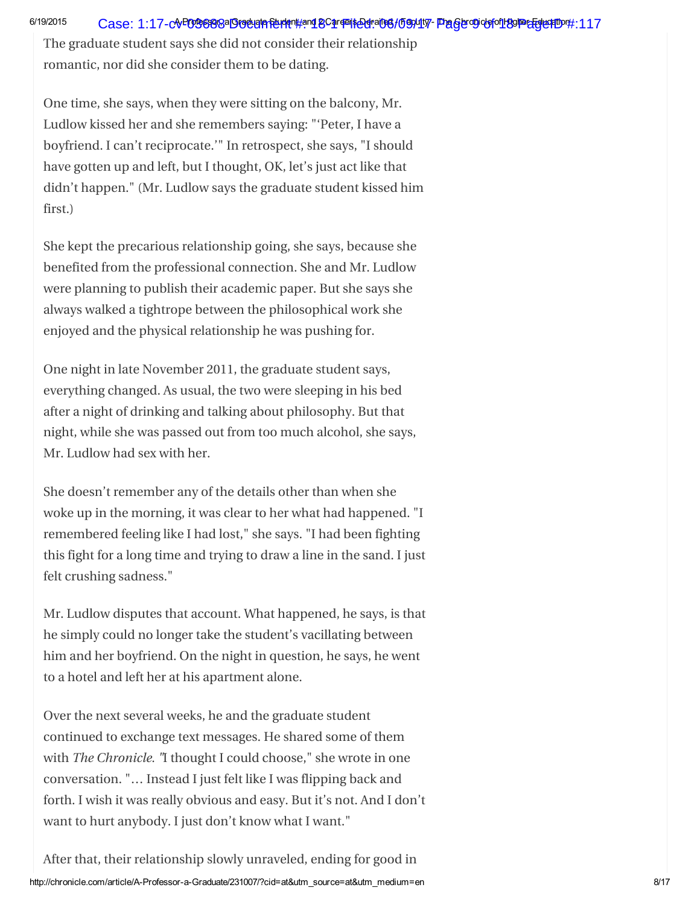The graduate student says she did not consider their relationship romantic, nor did she consider them to be dating.

One time, she says, when they were sitting on the balcony, Mr. Ludlow kissed her and she remembers saying: "'Peter, I have a boyfriend. I can't reciprocate.'" In retrospect, she says, "I should have gotten up and left, but I thought, OK, let's just act like that didn't happen." (Mr. Ludlow says the graduate student kissed him first.)

She kept the precarious relationship going, she says, because she benefited from the professional connection. She and Mr. Ludlow were planning to publish their academic paper. But she says she always walked a tightrope between the philosophical work she enjoyed and the physical relationship he was pushing for.

One night in late November 2011, the graduate student says, everything changed. As usual, the two were sleeping in his bed after a night of drinking and talking about philosophy. But that night, while she was passed out from too much alcohol, she says, Mr. Ludlow had sex with her.

She doesn't remember any of the details other than when she woke up in the morning, it was clear to her what had happened. "I remembered feeling like I had lost," she says. "I had been fighting this fight for a long time and trying to draw a line in the sand. I just felt crushing sadness."

Mr. Ludlow disputes that account. What happened, he says, is that he simply could no longer take the student's vacillating between him and her boyfriend. On the night in question, he says, he went to a hotel and left her at his apartment alone.

Over the next several weeks, he and the graduate student continued to exchange text messages. He shared some of them with *The Chronicle.* "I thought I could choose," she wrote in one conversation. "… Instead I just felt like I was flipping back and forth. I wish it was really obvious and easy. But it's not. And I don't want to hurt anybody. I just don't know what I want."

After that, their relationship slowly unraveled, ending for good in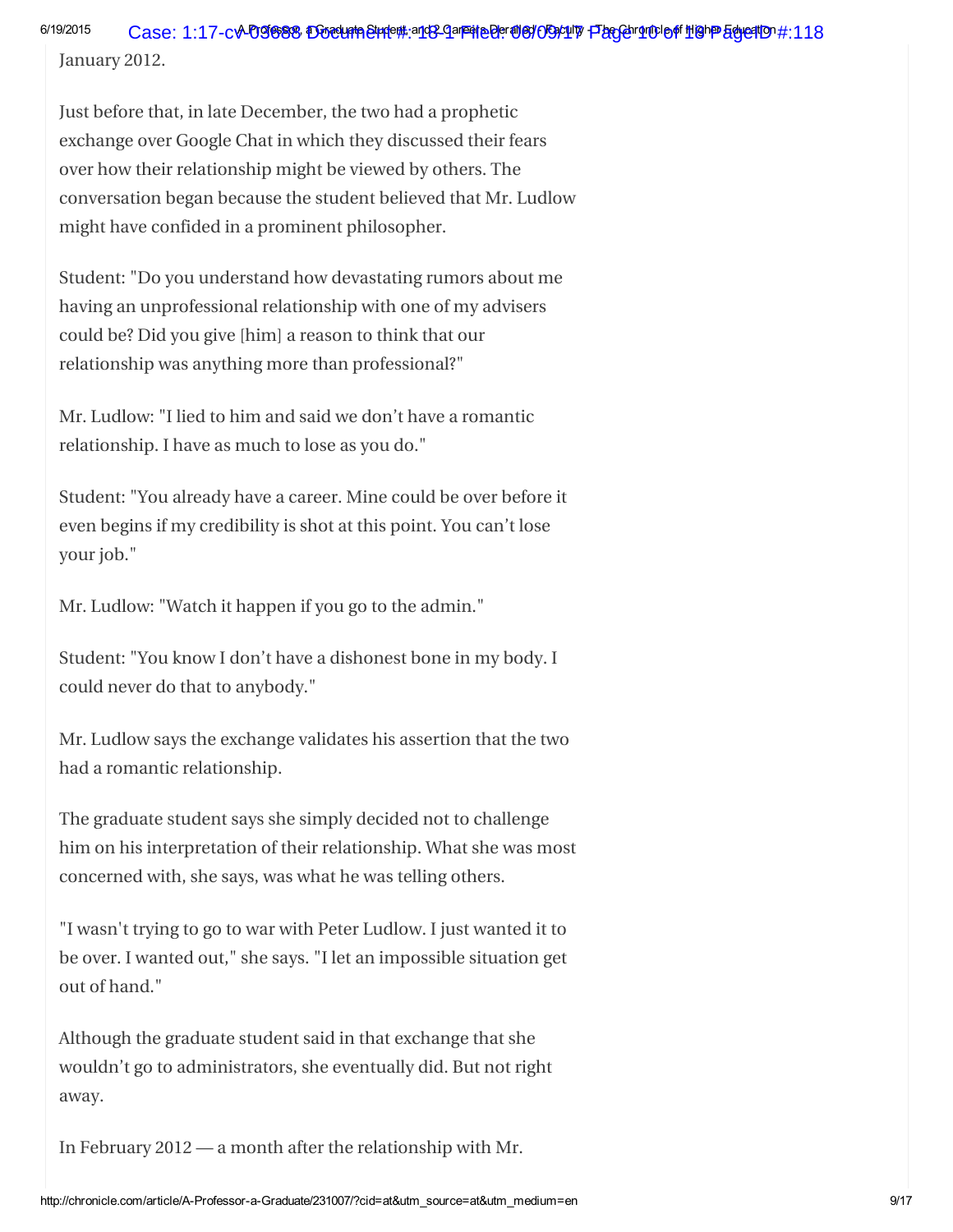January 2012.

Just before that, in late December, the two had a prophetic exchange over Google Chat in which they discussed their fears over how their relationship might be viewed by others. The conversation began because the student believed that Mr. Ludlow might have confided in a prominent philosopher.

Student: "Do you understand how devastating rumors about me having an unprofessional relationship with one of my advisers could be? Did you give [him] a reason to think that our relationship was anything more than professional?"

Mr. Ludlow: "I lied to him and said we don't have a romantic relationship. I have as much to lose as you do."

Student: "You already have a career. Mine could be over before it even begins if my credibility is shot at this point. You can't lose your job."

Mr. Ludlow: "Watch it happen if you go to the admin."

Student: "You know I don't have a dishonest bone in my body. I could never do that to anybody."

Mr. Ludlow says the exchange validates his assertion that the two had a romantic relationship.

The graduate student says she simply decided not to challenge him on his interpretation of their relationship. What she was most concerned with, she says, was what he was telling others.

"I wasn't trying to go to war with Peter Ludlow. I just wanted it to be over. I wanted out," she says. "I let an impossible situation get out of hand."

Although the graduate student said in that exchange that she wouldn't go to administrators, she eventually did. But not right away.

In February 2012 — a month after the relationship with Mr.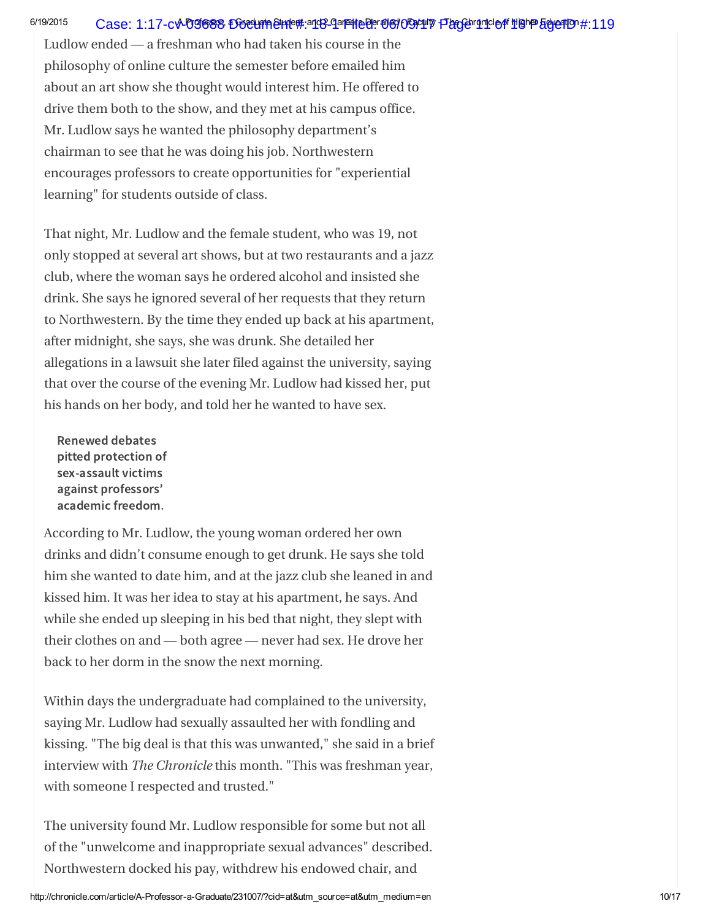Ludlow ended — a freshman who had taken his course in the philosophy of online culture the semester before emailed him about an art show she thought would interest him. He offered to drive them both to the show, and they met at his campus office. Mr. Ludlow says he wanted the philosophy department's chairman to see that he was doing his job. Northwestern encourages professors to create opportunities for "experiential learning" for students outside of class.

That night, Mr. Ludlow and the female student, who was 19, not only stopped at several art shows, but at two restaurants and a jazz club, where the woman says he ordered alcohol and insisted she drink. She says he ignored several of her requests that they return to Northwestern. By the time they ended up back at his apartment, after midnight, she says, she was drunk. She detailed her allegations in a lawsuit she later filed against the university, saying that over the course of the evening Mr. Ludlow had kissed her, put his hands on her body, and told her he wanted to have sex.

**Renewed debates pitted protection of sex-assault victims against professors' academic freedom.**

According to Mr. Ludlow, the young woman ordered her own drinks and didn't consume enough to get drunk. He says she told him she wanted to date him, and at the jazz club she leaned in and kissed him. It was her idea to stay at his apartment, he says. And while she ended up sleeping in his bed that night, they slept with their clothes on and — both agree — never had sex. He drove her back to her dorm in the snow the next morning.

Within days the undergraduate had complained to the university, saying Mr. Ludlow had sexually assaulted her with fondling and kissing. "The big deal is that this was unwanted," she said in a brief interview with *The Chronicle* this month. "This was freshman year, with someone I respected and trusted."

The university found Mr. Ludlow responsible for some but not all of the "unwelcome and inappropriate sexual advances" described. Northwestern docked his pay, withdrew his endowed chair, and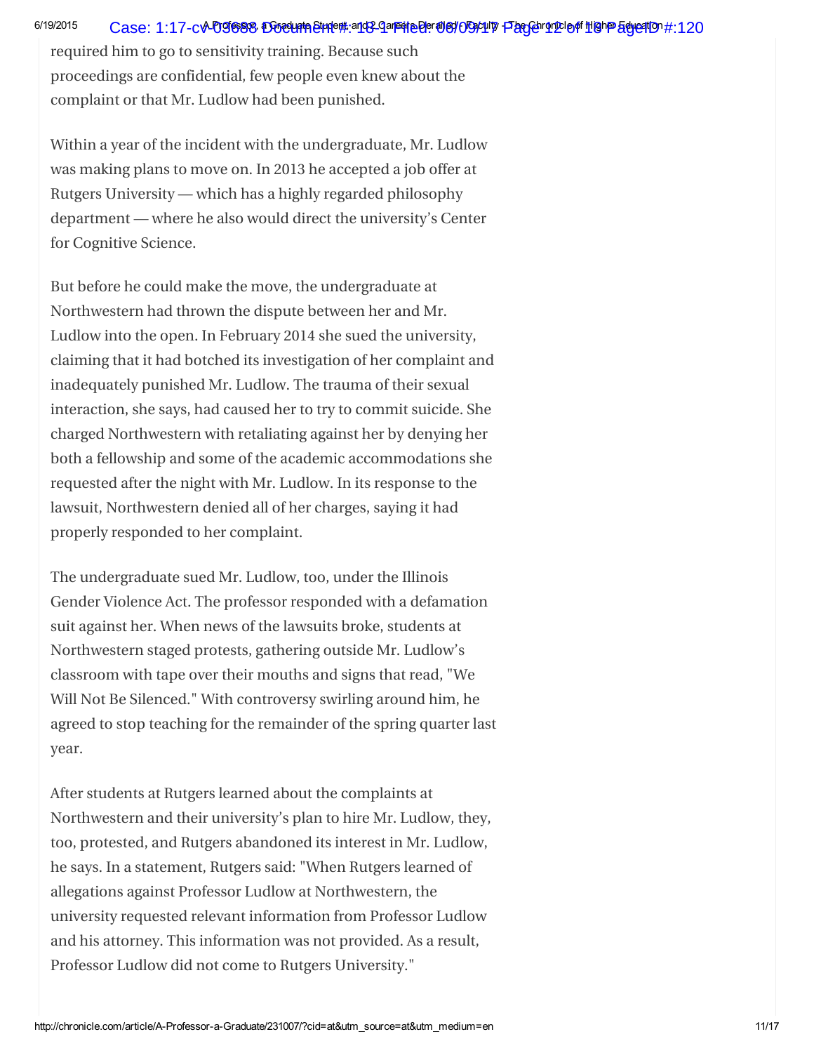required him to go to sensitivity training. Because such proceedings are confidential, few people even knew about the complaint or that Mr. Ludlow had been punished.

Within a year of the incident with the undergraduate, Mr. Ludlow was making plans to move on. In 2013 he accepted a job offer at Rutgers University — which has a highly regarded philosophy department — where he also would direct the university's Center for Cognitive Science.

But before he could make the move, the undergraduate at Northwestern had thrown the dispute between her and Mr. Ludlow into the open. In February 2014 she sued the university, claiming that it had botched its investigation of her complaint and inadequately punished Mr. Ludlow. The trauma of their sexual interaction, she says, had caused her to try to commit suicide. She charged Northwestern with retaliating against her by denying her both a fellowship and some of the academic accommodations she requested after the night with Mr. Ludlow. In its response to the lawsuit, Northwestern denied all of her charges, saying it had properly responded to her complaint.

The undergraduate sued Mr. Ludlow, too, under the Illinois Gender Violence Act. The professor responded with a defamation suit against her. When news of the lawsuits broke, students at Northwestern staged protests, gathering outside Mr. Ludlow's classroom with tape over their mouths and signs that read, "We Will Not Be Silenced." With controversy swirling around him, he agreed to stop teaching for the remainder of the spring quarter last year.

After students at Rutgers learned about the complaints at Northwestern and their university's plan to hire Mr. Ludlow, they, too, protested, and Rutgers abandoned its interest in Mr. Ludlow, he says. In a statement, Rutgers said: "When Rutgers learned of allegations against Professor Ludlow at Northwestern, the university requested relevant information from Professor Ludlow and his attorney. This information was not provided. As a result, Professor Ludlow did not come to Rutgers University."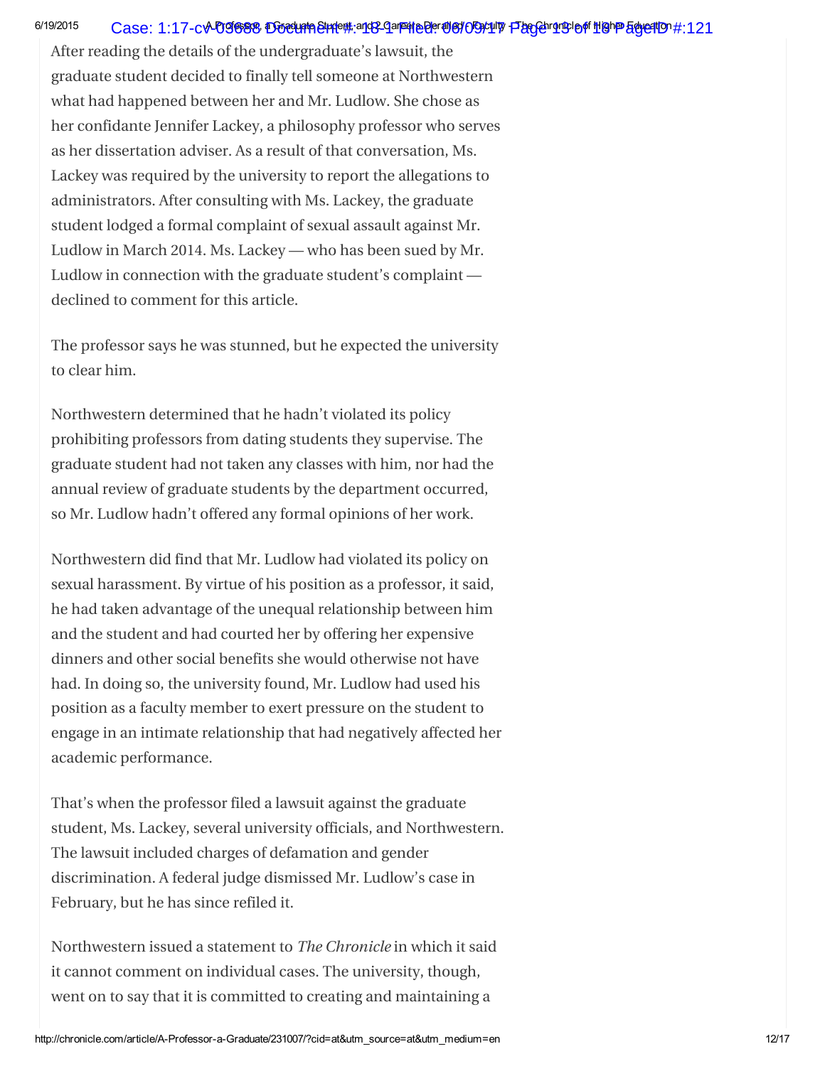After reading the details of the undergraduate's lawsuit, the graduate student decided to finally tell someone at Northwestern what had happened between her and Mr. Ludlow. She chose as her confidante Jennifer Lackey, a philosophy professor who serves as her dissertation adviser. As a result of that conversation, Ms. Lackey was required by the university to report the allegations to administrators. After consulting with Ms. Lackey, the graduate student lodged a formal complaint of sexual assault against Mr. Ludlow in March 2014. Ms. Lackey — who has been sued by Mr. Ludlow in connection with the graduate student's complaint — declined to comment for this article.

The professor says he was stunned, but he expected the university to clear him.

Northwestern determined that he hadn't violated its policy prohibiting professors from dating students they supervise. The graduate student had not taken any classes with him, nor had the annual review of graduate students by the department occurred, so Mr. Ludlow hadn't offered any formal opinions of her work.

Northwestern did find that Mr. Ludlow had violated its policy on sexual harassment. By virtue of his position as a professor, it said, he had taken advantage of the unequal relationship between him and the student and had courted her by offering her expensive dinners and other social benefits she would otherwise not have had. In doing so, the university found, Mr. Ludlow had used his position as a faculty member to exert pressure on the student to engage in an intimate relationship that had negatively affected her academic performance.

That's when the professor filed a lawsuit against the graduate student, Ms. Lackey, several university officials, and Northwestern. The lawsuit included charges of defamation and gender discrimination. A federal judge dismissed Mr. Ludlow's case in February, but he has since refiled it.

Northwestern issued a statement to *The Chronicle* in which it said it cannot comment on individual cases. The university, though, went on to say that it is committed to creating and maintaining a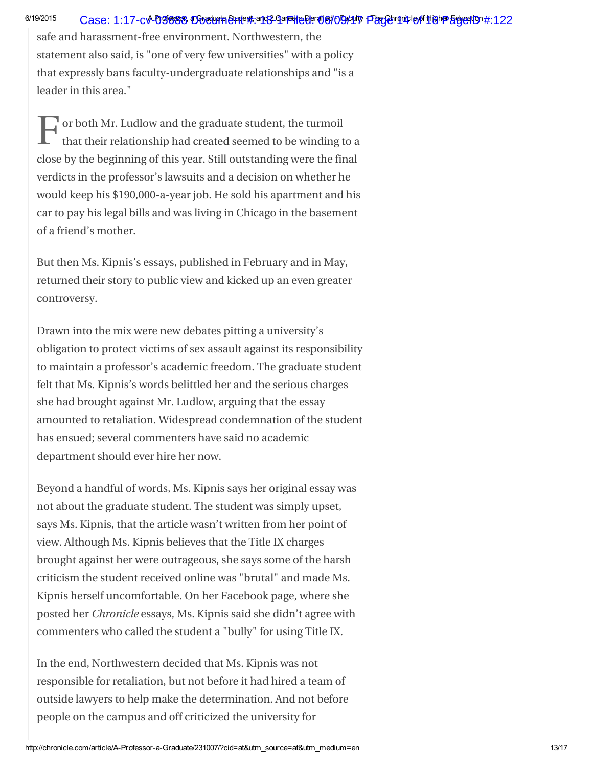safe and harassment-free environment. Northwestern, the statement also said, is "one of very few universities" with a policy that expressly bans faculty-undergraduate relationships and "is a leader in this area."

For both Mr. Ludlow and the graduate student, the turmoil that their relationship had created seemed to be winding to a close by the beginning of this year. Still outstanding were the final verdicts in the professor's lawsuits and a decision on whether he would keep his $190,000-a-year job. He sold his apartment and his car to pay his legal bills and was living in Chicago in the basement of a friend's mother.

But then Ms. Kipnis's essays, published in February and in May, returned their story to public view and kicked up an even greater controversy.

Drawn into the mix were new debates pitting a university's obligation to protect victims of sex assault against its responsibility to maintain a professor's academic freedom. The graduate student felt that Ms. Kipnis's words belittled her and the serious charges she had brought against Mr. Ludlow, arguing that the essay amounted to retaliation. Widespread condemnation of the student has ensued; several commenters have said no academic department should ever hire her now.

Beyond a handful of words, Ms. Kipnis says her original essay was not about the graduate student. The student was simply upset, says Ms. Kipnis, that the article wasn't written from her point of view. Although Ms. Kipnis believes that the Title IX charges brought against her were outrageous, she says some of the harsh criticism the student received online was "brutal" and made Ms. Kipnis herself uncomfortable. On her Facebook page, where she posted her *Chronicle* essays, Ms. Kipnis said she didn't agree with commenters who called the student a "bully" for using Title IX.

In the end, Northwestern decided that Ms. Kipnis was not responsible for retaliation, but not before it had hired a team of outside lawyers to help make the determination. And not before people on the campus and off criticized the university for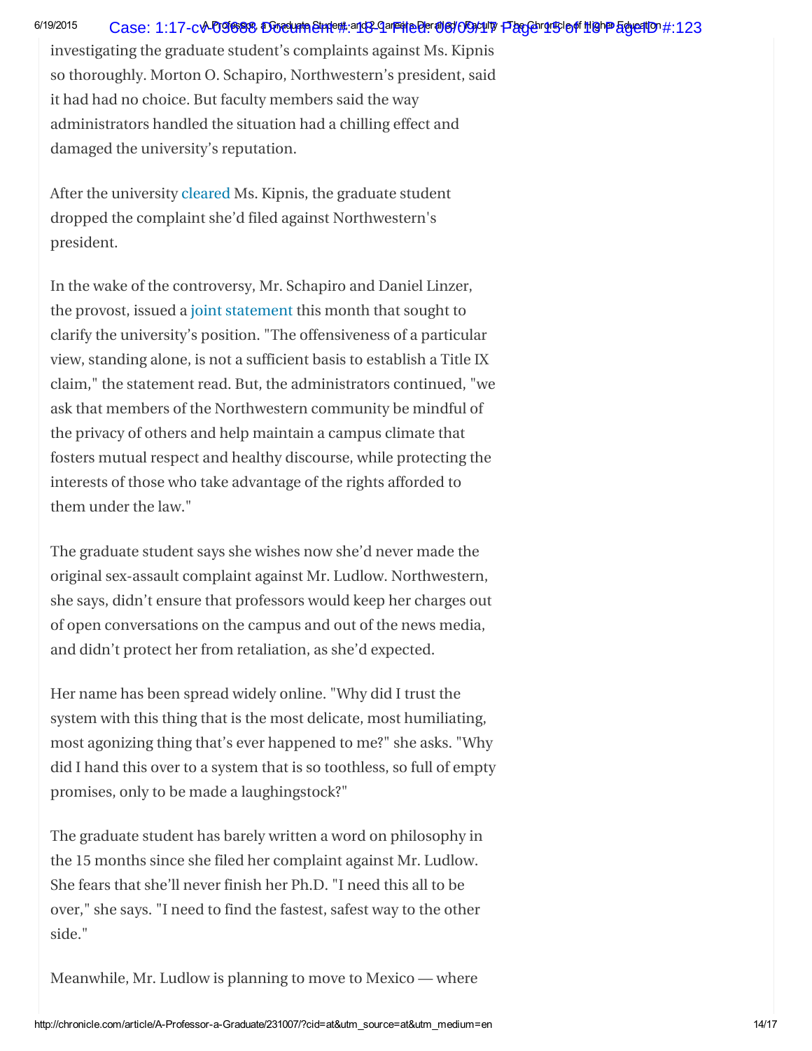investigating the graduate student's complaints against Ms. Kipnis so thoroughly. Morton O. Schapiro, Northwestern's president, said it had had no choice. But faculty members said the way administrators handled the situation had a chilling effect and damaged the university's reputation.

After the university cleared Ms. Kipnis, the graduate student dropped the complaint she'd filed against Northwestern's president.

In the wake of the controversy, Mr. Schapiro and Daniel Linzer, the provost, issued a joint statement this month that sought to clarify the university's position. "The offensiveness of a particular view, standing alone, is not a sufficient basis to establish a Title IX claim," the statement read. But, the administrators continued, "we ask that members of the Northwestern community be mindful of the privacy of others and help maintain a campus climate that fosters mutual respect and healthy discourse, while protecting the interests of those who take advantage of the rights afforded to them under the law."

The graduate student says she wishes now she'd never made the original sex-assault complaint against Mr. Ludlow. Northwestern, she says, didn't ensure that professors would keep her charges out of open conversations on the campus and out of the news media, and didn't protect her from retaliation, as she'd expected.

Her name has been spread widely online. "Why did I trust the system with this thing that is the most delicate, most humiliating, most agonizing thing that's ever happened to me?" she asks. "Why did I hand this over to a system that is so toothless, so full of empty promises, only to be made a laughingstock?"

The graduate student has barely written a word on philosophy in the 15 months since she filed her complaint against Mr. Ludlow. She fears that she'll never finish her Ph.D. "I need this all to be over," she says. "I need to find the fastest, safest way to the other side."

Meanwhile, Mr. Ludlow is planning to move to Mexico — where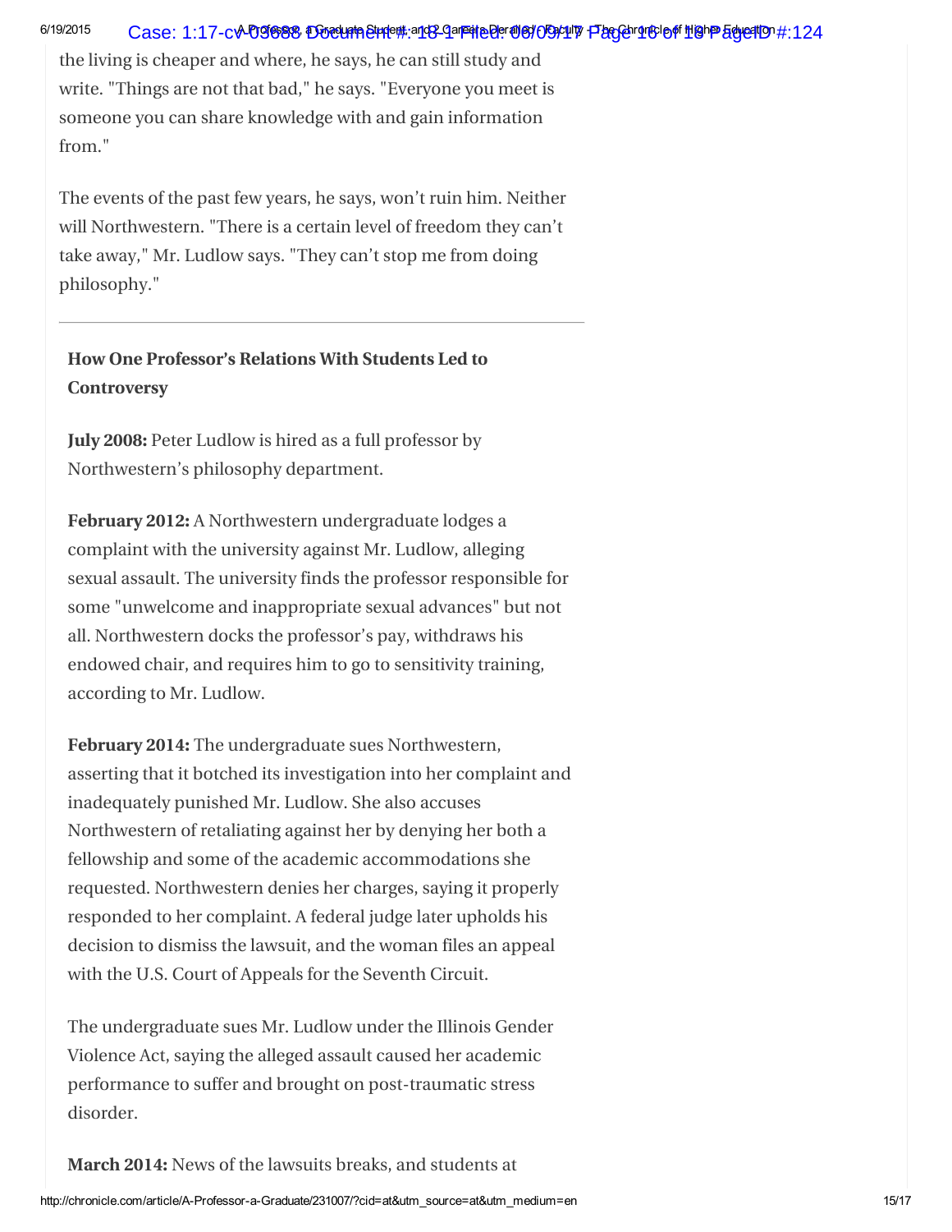the living is cheaper and where, he says, he can still study and write. "Things are not that bad," he says. "Everyone you meet is someone you can share knowledge with and gain information from."

The events of the past few years, he says, won't ruin him. Neither will Northwestern. "There is a certain level of freedom they can't take away," Mr. Ludlow says. "They can't stop me from doing philosophy."

---

**How One Professor's Relations With Students Led to Controversy**

**July 2008:** Peter Ludlow is hired as a full professor by Northwestern's philosophy department.

**February 2012:** A Northwestern undergraduate lodges a complaint with the university against Mr. Ludlow, alleging sexual assault. The university finds the professor responsible for some "unwelcome and inappropriate sexual advances" but not all. Northwestern docks the professor's pay, withdraws his endowed chair, and requires him to go to sensitivity training, according to Mr. Ludlow.

**February 2014:** The undergraduate sues Northwestern, asserting that it botched its investigation into her complaint and inadequately punished Mr. Ludlow. She also accuses Northwestern of retaliating against her by denying her both a fellowship and some of the academic accommodations she requested. Northwestern denies her charges, saying it properly responded to her complaint. A federal judge later upholds his decision to dismiss the lawsuit, and the woman files an appeal with the U.S. Court of Appeals for the Seventh Circuit.

The undergraduate sues Mr. Ludlow under the Illinois Gender Violence Act, saying the alleged assault caused her academic performance to suffer and brought on post-traumatic stress disorder.

**March 2014:** News of the lawsuits breaks, and students at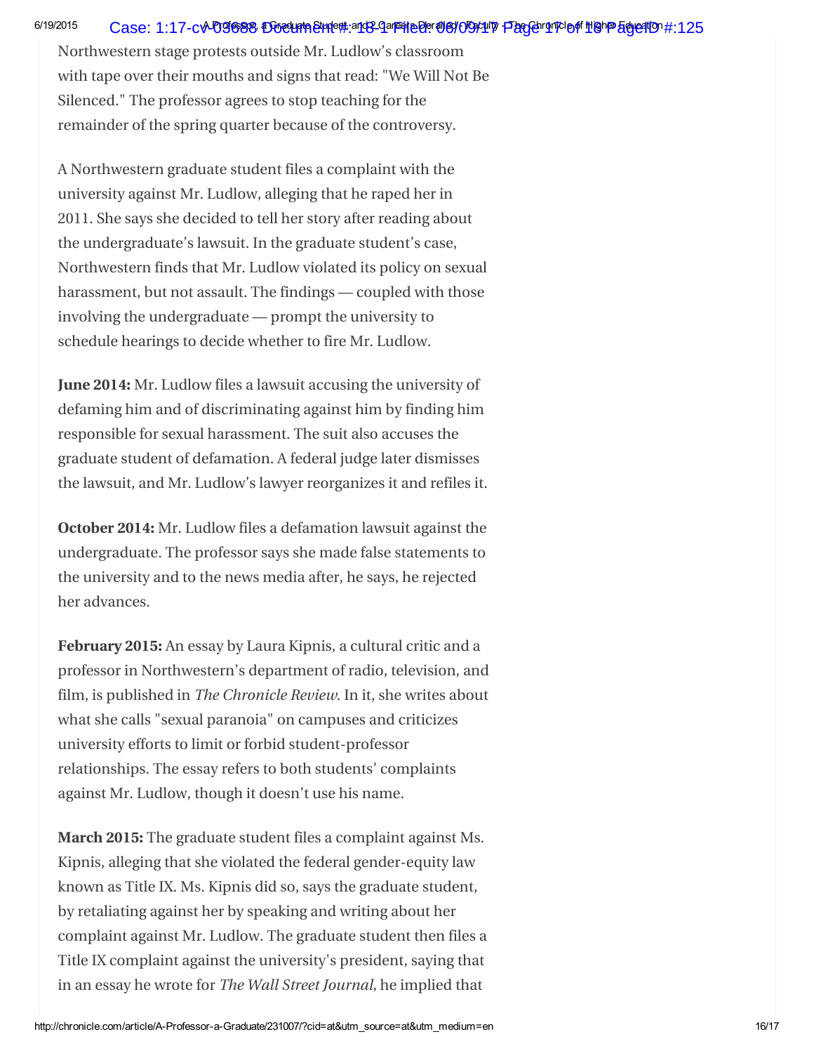Northwestern stage protests outside Mr. Ludlow's classroom with tape over their mouths and signs that read: "We Will Not Be Silenced." The professor agrees to stop teaching for the remainder of the spring quarter because of the controversy.

A Northwestern graduate student files a complaint with the university against Mr. Ludlow, alleging that he raped her in 2011. She says she decided to tell her story after reading about the undergraduate's lawsuit. In the graduate student's case, Northwestern finds that Mr. Ludlow violated its policy on sexual harassment, but not assault. The findings — coupled with those involving the undergraduate — prompt the university to schedule hearings to decide whether to fire Mr. Ludlow.

**June 2014:** Mr. Ludlow files a lawsuit accusing the university of defaming him and of discriminating against him by finding him responsible for sexual harassment. The suit also accuses the graduate student of defamation. A federal judge later dismisses the lawsuit, and Mr. Ludlow's lawyer reorganizes it and refiles it.

**October 2014:** Mr. Ludlow files a defamation lawsuit against the undergraduate. The professor says she made false statements to the university and to the news media after, he says, he rejected her advances.

**February 2015:** An essay by Laura Kipnis, a cultural critic and a professor in Northwestern's department of radio, television, and film, is published in *The Chronicle Review*. In it, she writes about what she calls "sexual paranoia" on campuses and criticizes university efforts to limit or forbid student-professor relationships. The essay refers to both students' complaints against Mr. Ludlow, though it doesn't use his name.

**March 2015:** The graduate student files a complaint against Ms. Kipnis, alleging that she violated the federal gender-equity law known as Title IX. Ms. Kipnis did so, says the graduate student, by retaliating against her by speaking and writing about her complaint against Mr. Ludlow. The graduate student then files a Title IX complaint against the university's president, saying that in an essay he wrote for *The Wall Street Journal,* he implied that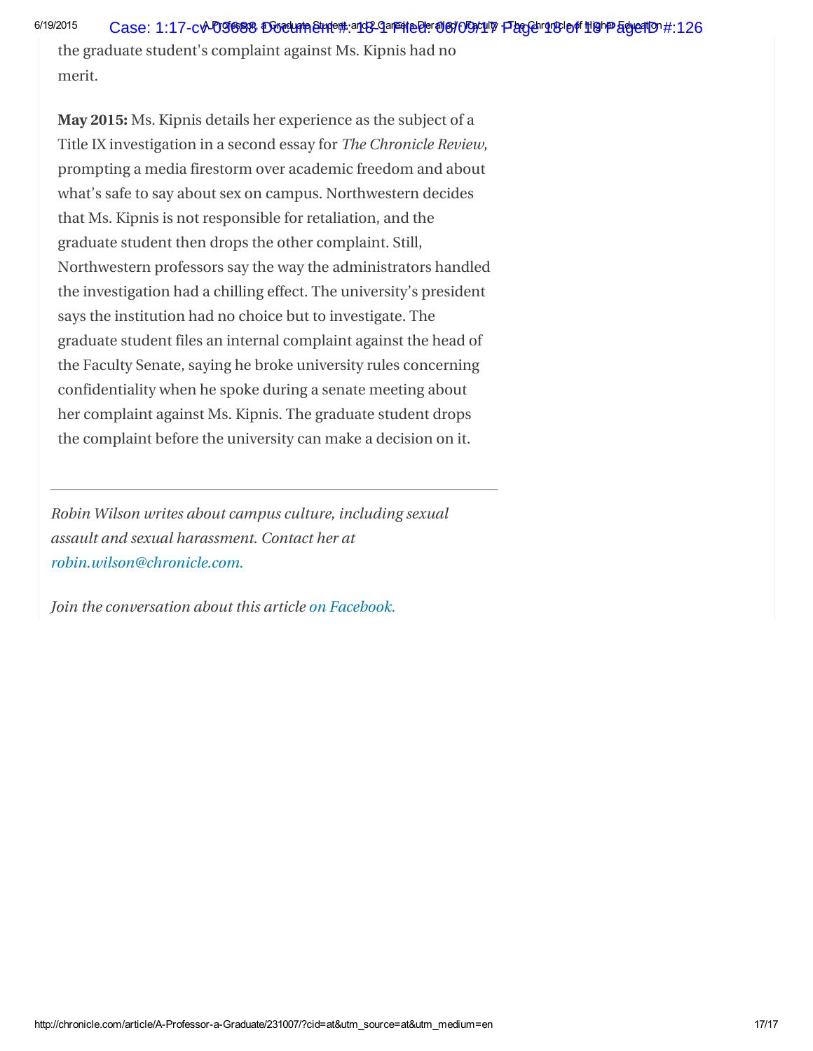the graduate student's complaint against Ms. Kipnis had no merit.

**May 2015:** Ms. Kipnis details her experience as the subject of a Title IX investigation in a second essay for *The Chronicle Review,* prompting a media firestorm over academic freedom and about what's safe to say about sex on campus. Northwestern decides that Ms. Kipnis is not responsible for retaliation, and the graduate student then drops the other complaint. Still, Northwestern professors say the way the administrators handled the investigation had a chilling effect. The university's president says the institution had no choice but to investigate. The graduate student files an internal complaint against the head of the Faculty Senate, saying he broke university rules concerning confidentiality when he spoke during a senate meeting about her complaint against Ms. Kipnis. The graduate student drops the complaint before the university can make a decision on it.

---

*Robin Wilson writes about campus culture, including sexual assault and sexual harassment. Contact her at robin.wilson@chronicle.com.*

*Join the conversation about this article on Facebook.*